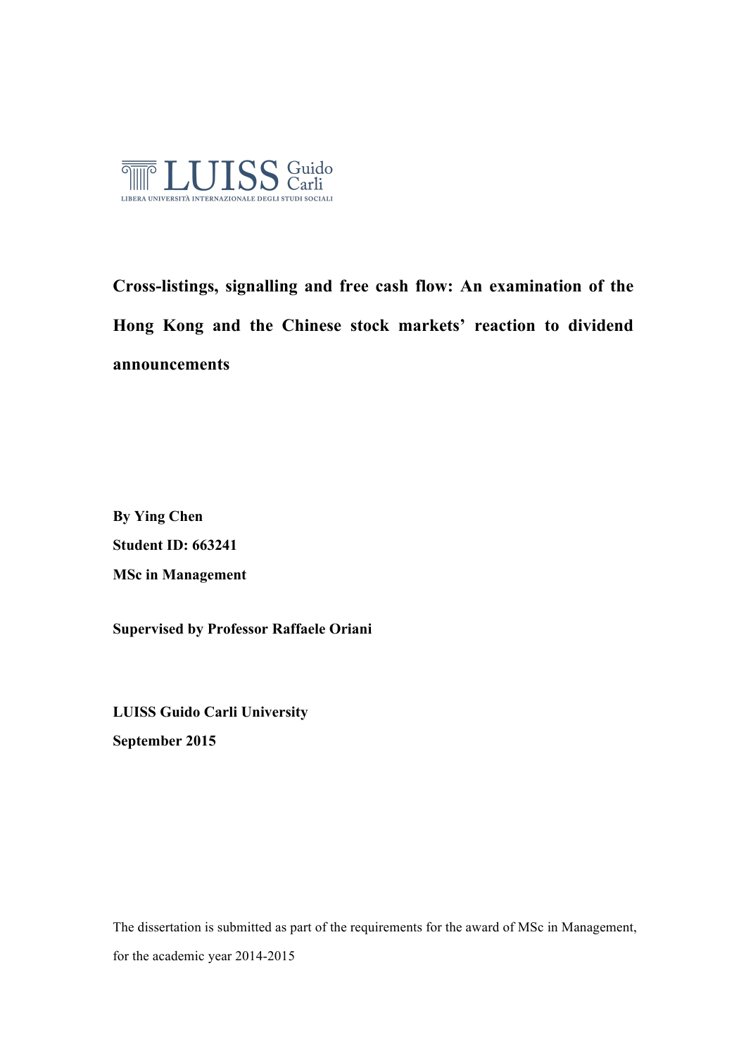LUISS Guido Carli

LIBERA UNIVERSITÀ INTERNAZIONALE DEGLI STUDI SOCIALI

# Cross-listings, signalling and free cash flow: An examination of the Hong Kong and the Chinese stock markets' reaction to dividend announcements

**By Ying Chen**

**Student ID: 663241**

**MSc in Management**

**Supervised by Professor Raffaele Oriani**

**LUISS Guido Carli University**

**September 2015**

The dissertation is submitted as part of the requirements for the award of MSc in Management, for the academic year 2014-2015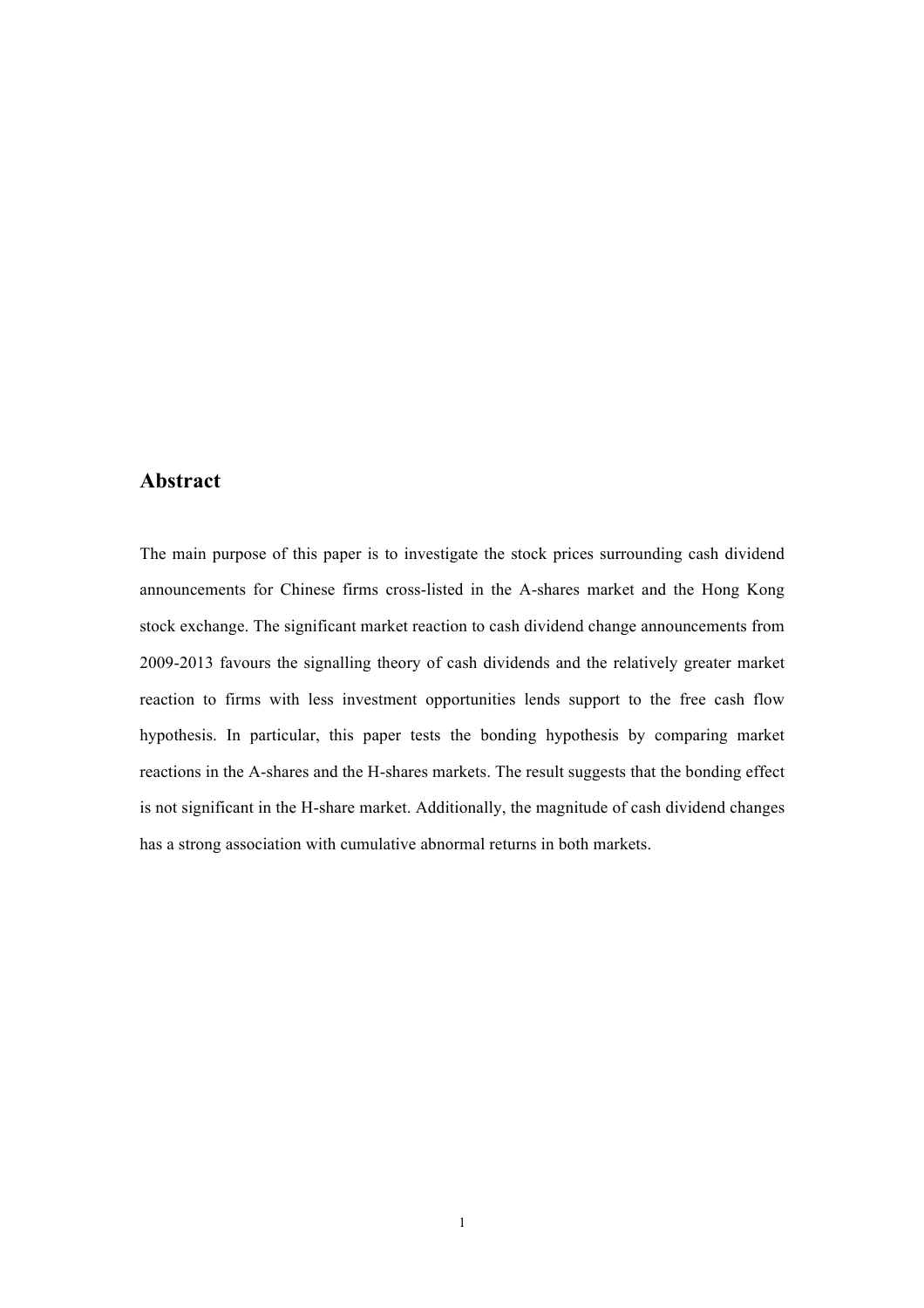## Abstract

The main purpose of this paper is to investigate the stock prices surrounding cash dividend announcements for Chinese firms cross-listed in the A-shares market and the Hong Kong stock exchange. The significant market reaction to cash dividend change announcements from 2009-2013 favours the signalling theory of cash dividends and the relatively greater market reaction to firms with less investment opportunities lends support to the free cash flow hypothesis. In particular, this paper tests the bonding hypothesis by comparing market reactions in the A-shares and the H-shares markets. The result suggests that the bonding effect is not significant in the H-share market. Additionally, the magnitude of cash dividend changes has a strong association with cumulative abnormal returns in both markets.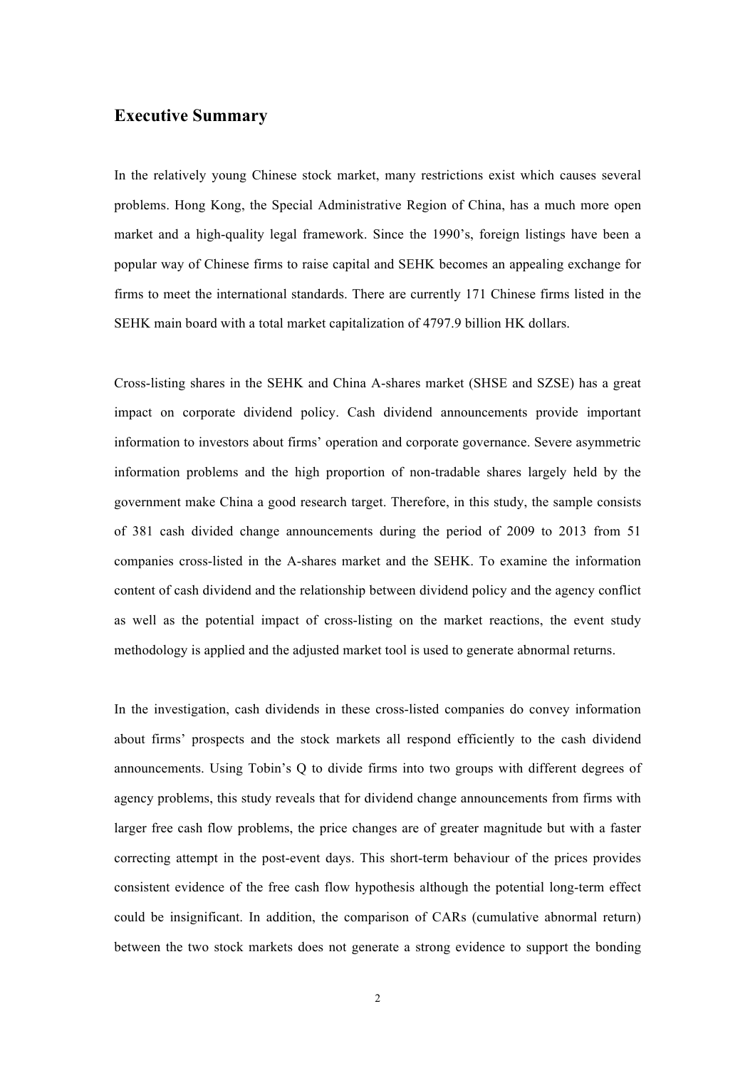## Executive Summary

In the relatively young Chinese stock market, many restrictions exist which causes several problems. Hong Kong, the Special Administrative Region of China, has a much more open market and a high-quality legal framework. Since the 1990's, foreign listings have been a popular way of Chinese firms to raise capital and SEHK becomes an appealing exchange for firms to meet the international standards. There are currently 171 Chinese firms listed in the SEHK main board with a total market capitalization of 4797.9 billion HK dollars.

Cross-listing shares in the SEHK and China A-shares market (SHSE and SZSE) has a great impact on corporate dividend policy. Cash dividend announcements provide important information to investors about firms' operation and corporate governance. Severe asymmetric information problems and the high proportion of non-tradable shares largely held by the government make China a good research target. Therefore, in this study, the sample consists of 381 cash divided change announcements during the period of 2009 to 2013 from 51 companies cross-listed in the A-shares market and the SEHK. To examine the information content of cash dividend and the relationship between dividend policy and the agency conflict as well as the potential impact of cross-listing on the market reactions, the event study methodology is applied and the adjusted market tool is used to generate abnormal returns.

In the investigation, cash dividends in these cross-listed companies do convey information about firms' prospects and the stock markets all respond efficiently to the cash dividend announcements. Using Tobin's Q to divide firms into two groups with different degrees of agency problems, this study reveals that for dividend change announcements from firms with larger free cash flow problems, the price changes are of greater magnitude but with a faster correcting attempt in the post-event days. This short-term behaviour of the prices provides consistent evidence of the free cash flow hypothesis although the potential long-term effect could be insignificant. In addition, the comparison of CARs (cumulative abnormal return) between the two stock markets does not generate a strong evidence to support the bonding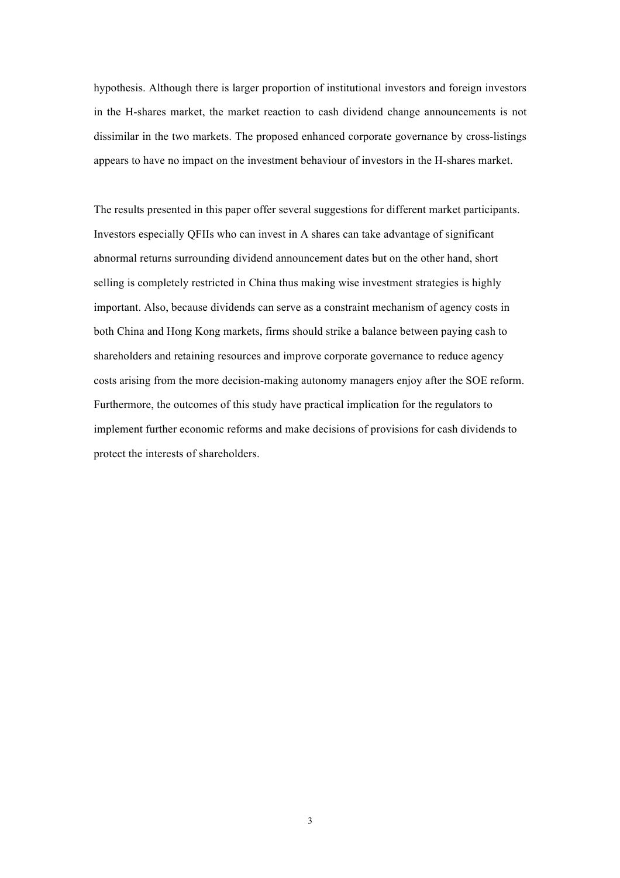hypothesis. Although there is larger proportion of institutional investors and foreign investors in the H-shares market, the market reaction to cash dividend change announcements is not dissimilar in the two markets. The proposed enhanced corporate governance by cross-listings appears to have no impact on the investment behaviour of investors in the H-shares market.

The results presented in this paper offer several suggestions for different market participants. Investors especially QFIIs who can invest in A shares can take advantage of significant abnormal returns surrounding dividend announcement dates but on the other hand, short selling is completely restricted in China thus making wise investment strategies is highly important. Also, because dividends can serve as a constraint mechanism of agency costs in both China and Hong Kong markets, firms should strike a balance between paying cash to shareholders and retaining resources and improve corporate governance to reduce agency costs arising from the more decision-making autonomy managers enjoy after the SOE reform. Furthermore, the outcomes of this study have practical implication for the regulators to implement further economic reforms and make decisions of provisions for cash dividends to protect the interests of shareholders.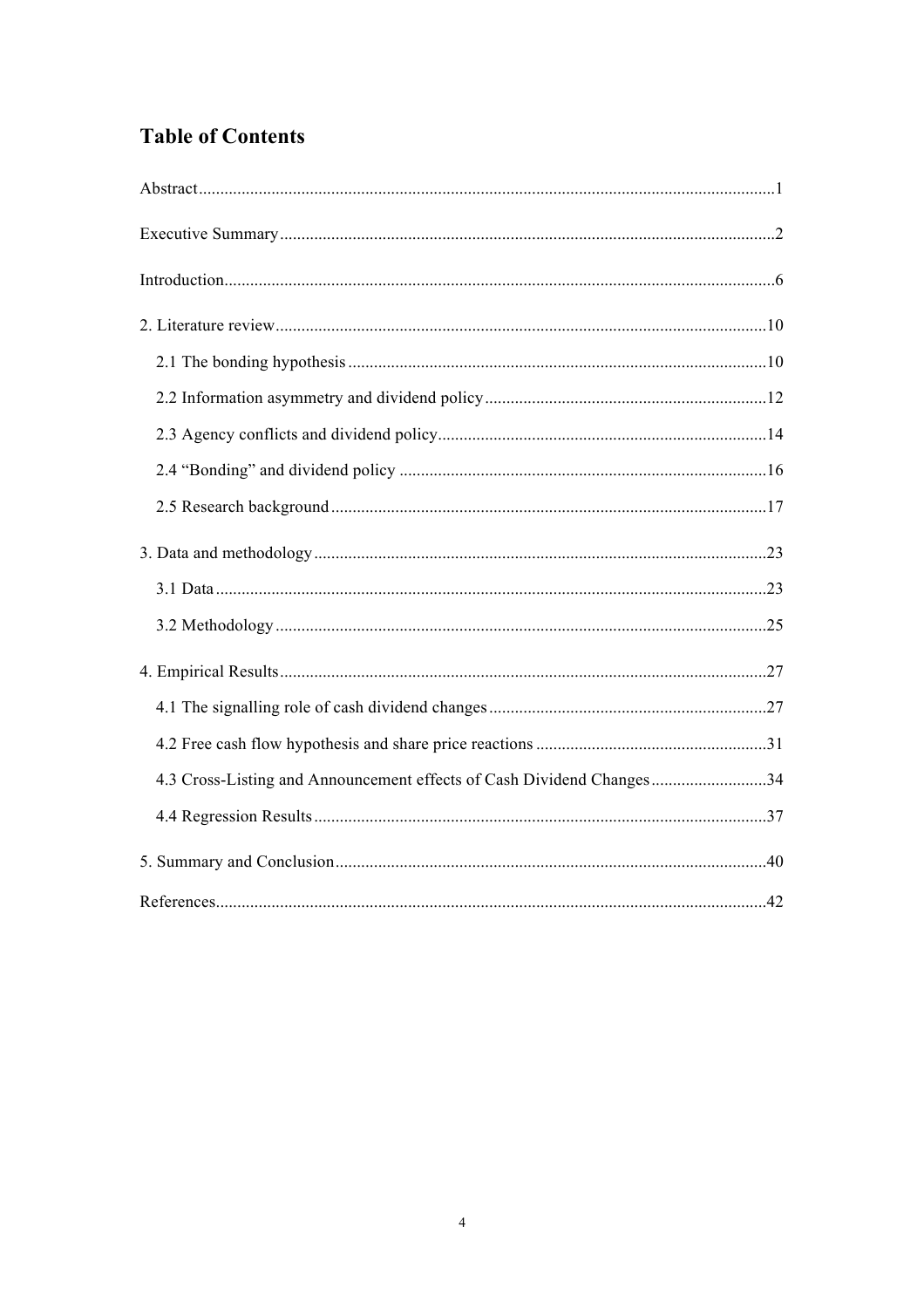## Table of Contents

Abstract ........................................................................................................................................1

Executive Summary ......................................................................................................................2

Introduction ...................................................................................................................................6

2. Literature review .....................................................................................................................10

   2.1 The bonding hypothesis ....................................................................................................10

   2.2 Information asymmetry and dividend policy ....................................................................12

   2.3 Agency conflicts and dividend policy ...............................................................................14

   2.4 "Bonding" and dividend policy ........................................................................................16

   2.5 Research background .......................................................................................................17

3. Data and methodology ............................................................................................................23

   3.1 Data ..................................................................................................................................23

   3.2 Methodology .....................................................................................................................25

4. Empirical Results ....................................................................................................................27

   4.1 The signalling role of cash dividend changes ...................................................................27

   4.2 Free cash flow hypothesis and share price reactions ........................................................31

   4.3 Cross-Listing and Announcement effects of Cash Dividend Changes ..............................34

   4.4 Regression Results ............................................................................................................37

5. Summary and Conclusion .......................................................................................................40

References ....................................................................................................................................42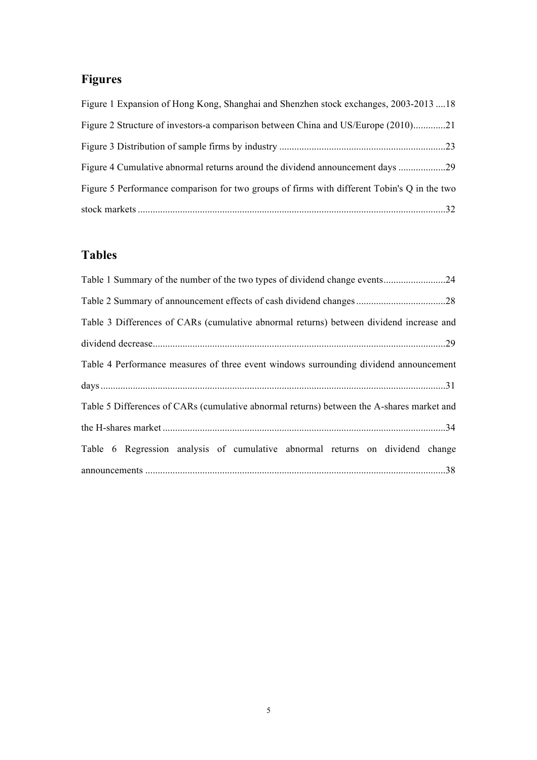## Figures

Figure 1 Expansion of Hong Kong, Shanghai and Shenzhen stock exchanges, 2003-2013 ....18

Figure 2 Structure of investors-a comparison between China and US/Europe (2010).............21

Figure 3 Distribution of sample firms by industry ..................................................................23

Figure 4 Cumulative abnormal returns around the dividend announcement days ...................29

Figure 5 Performance comparison for two groups of firms with different Tobin's Q in the two stock markets ..........................................................................................................................32

## Tables

Table 1 Summary of the number of the two types of dividend change events.........................24

Table 2 Summary of announcement effects of cash dividend changes ....................................28

Table 3 Differences of CARs (cumulative abnormal returns) between dividend increase and dividend decrease.....................................................................................................................29

Table 4 Performance measures of three event windows surrounding dividend announcement days .........................................................................................................................................31

Table 5 Differences of CARs (cumulative abnormal returns) between the A-shares market and the H-shares market .................................................................................................................34

Table 6 Regression analysis of cumulative abnormal returns on dividend change announcements ........................................................................................................................38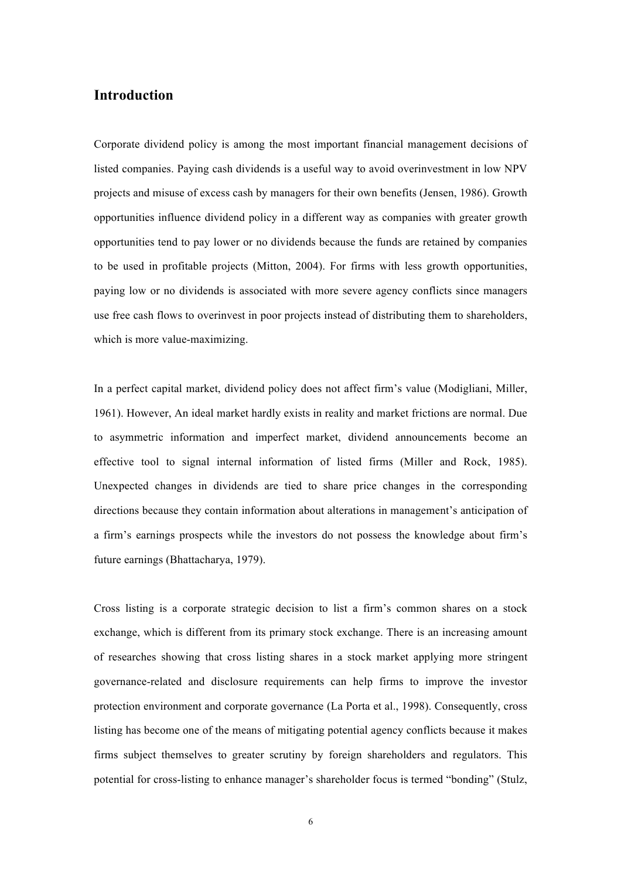## Introduction

Corporate dividend policy is among the most important financial management decisions of listed companies. Paying cash dividends is a useful way to avoid overinvestment in low NPV projects and misuse of excess cash by managers for their own benefits (Jensen, 1986). Growth opportunities influence dividend policy in a different way as companies with greater growth opportunities tend to pay lower or no dividends because the funds are retained by companies to be used in profitable projects (Mitton, 2004). For firms with less growth opportunities, paying low or no dividends is associated with more severe agency conflicts since managers use free cash flows to overinvest in poor projects instead of distributing them to shareholders, which is more value-maximizing.

In a perfect capital market, dividend policy does not affect firm's value (Modigliani, Miller, 1961). However, An ideal market hardly exists in reality and market frictions are normal. Due to asymmetric information and imperfect market, dividend announcements become an effective tool to signal internal information of listed firms (Miller and Rock, 1985). Unexpected changes in dividends are tied to share price changes in the corresponding directions because they contain information about alterations in management's anticipation of a firm's earnings prospects while the investors do not possess the knowledge about firm's future earnings (Bhattacharya, 1979).

Cross listing is a corporate strategic decision to list a firm's common shares on a stock exchange, which is different from its primary stock exchange. There is an increasing amount of researches showing that cross listing shares in a stock market applying more stringent governance-related and disclosure requirements can help firms to improve the investor protection environment and corporate governance (La Porta et al., 1998). Consequently, cross listing has become one of the means of mitigating potential agency conflicts because it makes firms subject themselves to greater scrutiny by foreign shareholders and regulators. This potential for cross-listing to enhance manager's shareholder focus is termed "bonding" (Stulz,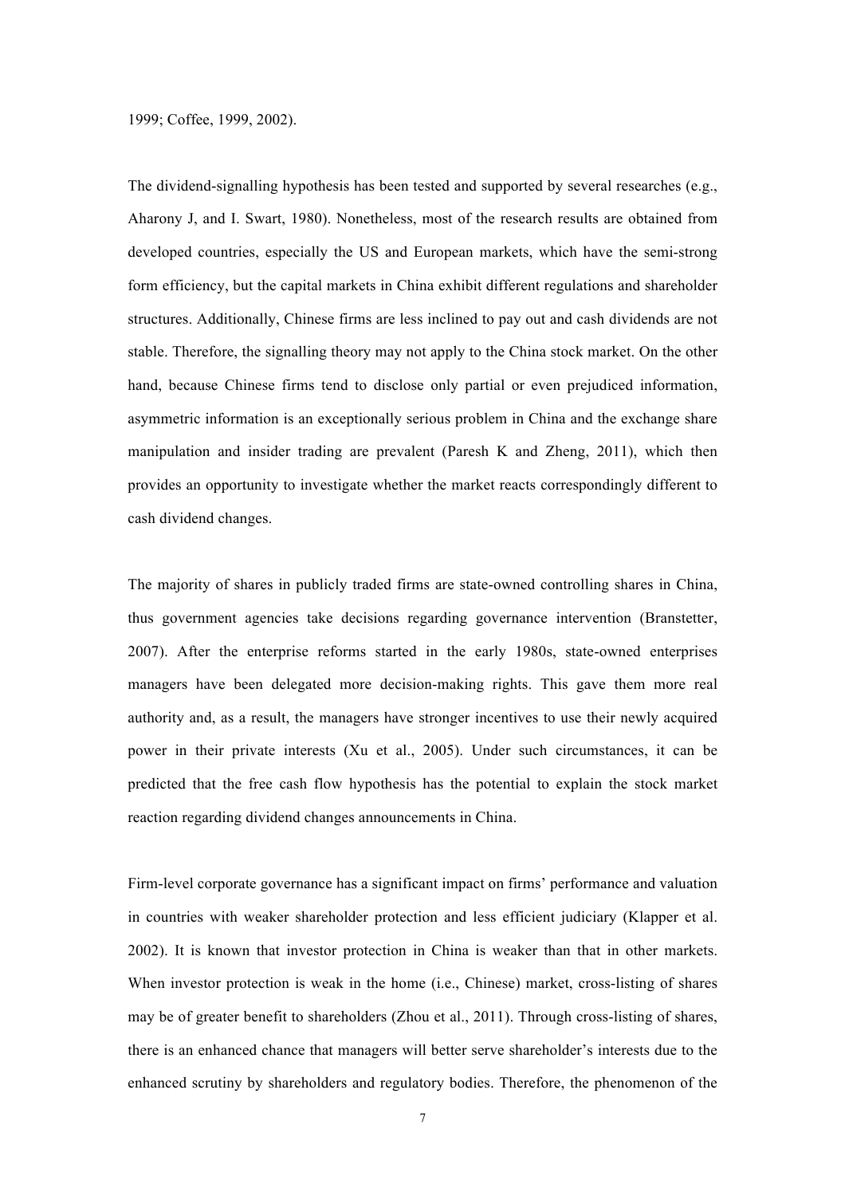1999; Coffee, 1999, 2002).

The dividend-signalling hypothesis has been tested and supported by several researches (e.g., Aharony J, and I. Swart, 1980). Nonetheless, most of the research results are obtained from developed countries, especially the US and European markets, which have the semi-strong form efficiency, but the capital markets in China exhibit different regulations and shareholder structures. Additionally, Chinese firms are less inclined to pay out and cash dividends are not stable. Therefore, the signalling theory may not apply to the China stock market. On the other hand, because Chinese firms tend to disclose only partial or even prejudiced information, asymmetric information is an exceptionally serious problem in China and the exchange share manipulation and insider trading are prevalent (Paresh K and Zheng, 2011), which then provides an opportunity to investigate whether the market reacts correspondingly different to cash dividend changes.

The majority of shares in publicly traded firms are state-owned controlling shares in China, thus government agencies take decisions regarding governance intervention (Branstetter, 2007). After the enterprise reforms started in the early 1980s, state-owned enterprises managers have been delegated more decision-making rights. This gave them more real authority and, as a result, the managers have stronger incentives to use their newly acquired power in their private interests (Xu et al., 2005). Under such circumstances, it can be predicted that the free cash flow hypothesis has the potential to explain the stock market reaction regarding dividend changes announcements in China.

Firm-level corporate governance has a significant impact on firms' performance and valuation in countries with weaker shareholder protection and less efficient judiciary (Klapper et al. 2002). It is known that investor protection in China is weaker than that in other markets. When investor protection is weak in the home (i.e., Chinese) market, cross-listing of shares may be of greater benefit to shareholders (Zhou et al., 2011). Through cross-listing of shares, there is an enhanced chance that managers will better serve shareholder's interests due to the enhanced scrutiny by shareholders and regulatory bodies. Therefore, the phenomenon of the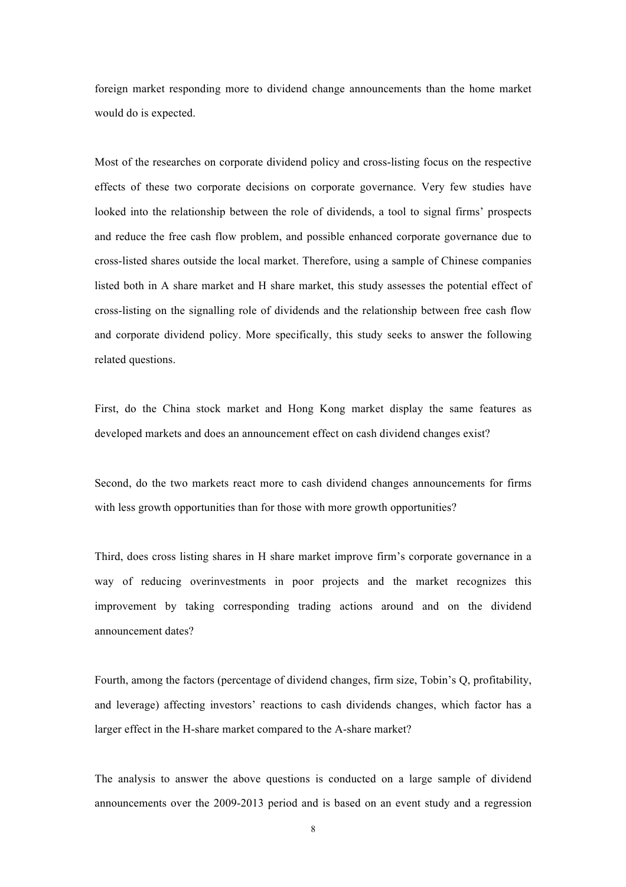foreign market responding more to dividend change announcements than the home market would do is expected.

Most of the researches on corporate dividend policy and cross-listing focus on the respective effects of these two corporate decisions on corporate governance. Very few studies have looked into the relationship between the role of dividends, a tool to signal firms' prospects and reduce the free cash flow problem, and possible enhanced corporate governance due to cross-listed shares outside the local market. Therefore, using a sample of Chinese companies listed both in A share market and H share market, this study assesses the potential effect of cross-listing on the signalling role of dividends and the relationship between free cash flow and corporate dividend policy. More specifically, this study seeks to answer the following related questions.

First, do the China stock market and Hong Kong market display the same features as developed markets and does an announcement effect on cash dividend changes exist?

Second, do the two markets react more to cash dividend changes announcements for firms with less growth opportunities than for those with more growth opportunities?

Third, does cross listing shares in H share market improve firm's corporate governance in a way of reducing overinvestments in poor projects and the market recognizes this improvement by taking corresponding trading actions around and on the dividend announcement dates?

Fourth, among the factors (percentage of dividend changes, firm size, Tobin's Q, profitability, and leverage) affecting investors' reactions to cash dividends changes, which factor has a larger effect in the H-share market compared to the A-share market?

The analysis to answer the above questions is conducted on a large sample of dividend announcements over the 2009-2013 period and is based on an event study and a regression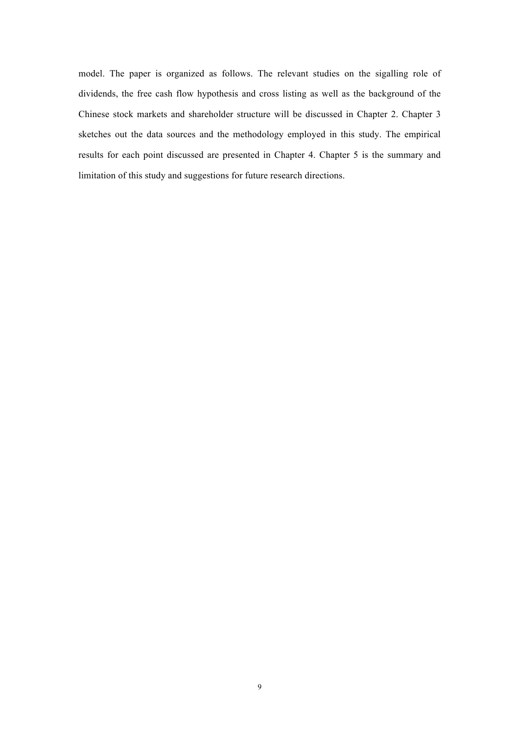model. The paper is organized as follows. The relevant studies on the sigalling role of dividends, the free cash flow hypothesis and cross listing as well as the background of the Chinese stock markets and shareholder structure will be discussed in Chapter 2. Chapter 3 sketches out the data sources and the methodology employed in this study. The empirical results for each point discussed are presented in Chapter 4. Chapter 5 is the summary and limitation of this study and suggestions for future research directions.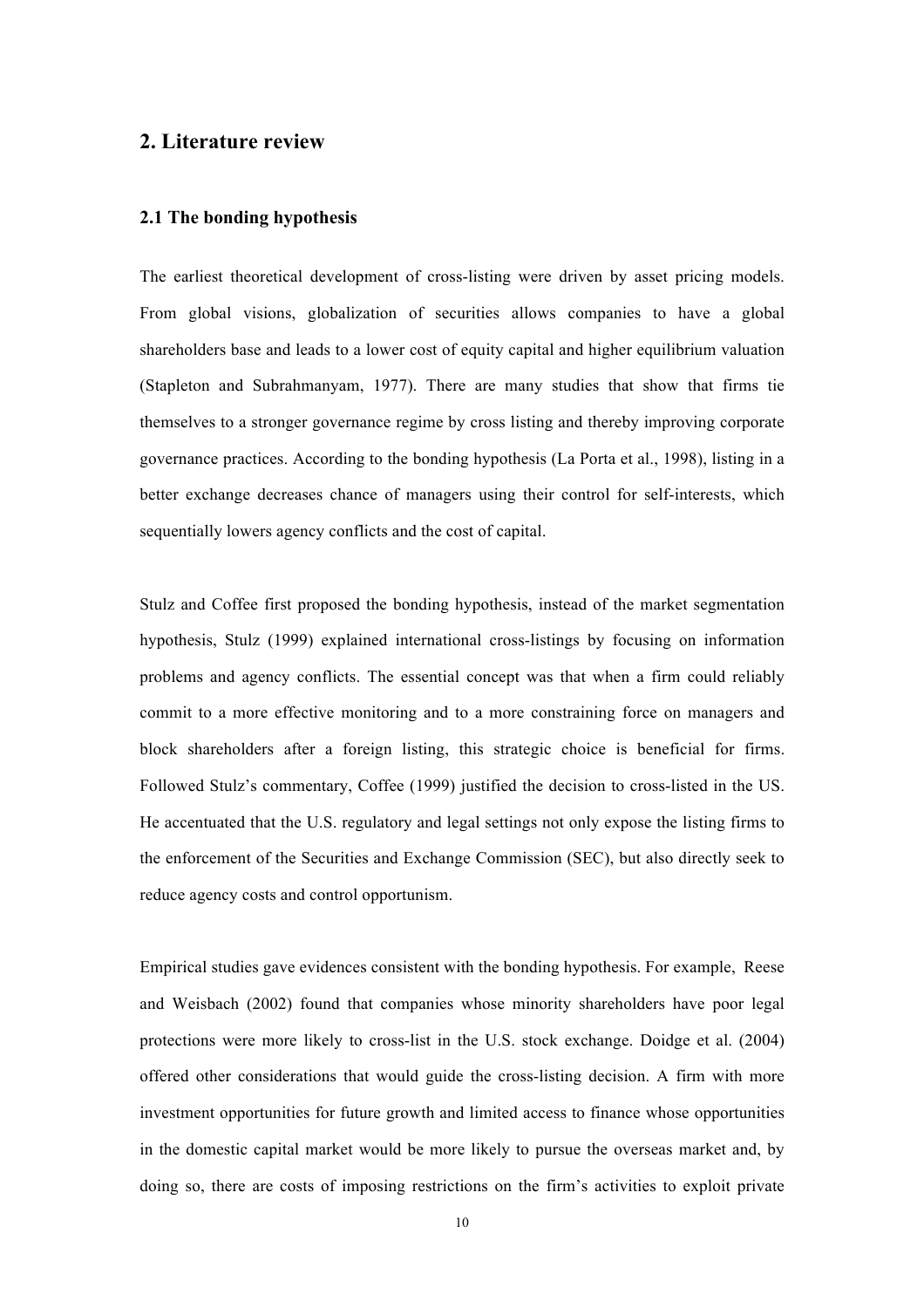## 2. Literature review

### 2.1 The bonding hypothesis

The earliest theoretical development of cross-listing were driven by asset pricing models. From global visions, globalization of securities allows companies to have a global shareholders base and leads to a lower cost of equity capital and higher equilibrium valuation (Stapleton and Subrahmanyam, 1977). There are many studies that show that firms tie themselves to a stronger governance regime by cross listing and thereby improving corporate governance practices. According to the bonding hypothesis (La Porta et al., 1998), listing in a better exchange decreases chance of managers using their control for self-interests, which sequentially lowers agency conflicts and the cost of capital.

Stulz and Coffee first proposed the bonding hypothesis, instead of the market segmentation hypothesis, Stulz (1999) explained international cross-listings by focusing on information problems and agency conflicts. The essential concept was that when a firm could reliably commit to a more effective monitoring and to a more constraining force on managers and block shareholders after a foreign listing, this strategic choice is beneficial for firms. Followed Stulz's commentary, Coffee (1999) justified the decision to cross-listed in the US. He accentuated that the U.S. regulatory and legal settings not only expose the listing firms to the enforcement of the Securities and Exchange Commission (SEC), but also directly seek to reduce agency costs and control opportunism.

Empirical studies gave evidences consistent with the bonding hypothesis. For example, Reese and Weisbach (2002) found that companies whose minority shareholders have poor legal protections were more likely to cross-list in the U.S. stock exchange. Doidge et al. (2004) offered other considerations that would guide the cross-listing decision. A firm with more investment opportunities for future growth and limited access to finance whose opportunities in the domestic capital market would be more likely to pursue the overseas market and, by doing so, there are costs of imposing restrictions on the firm's activities to exploit private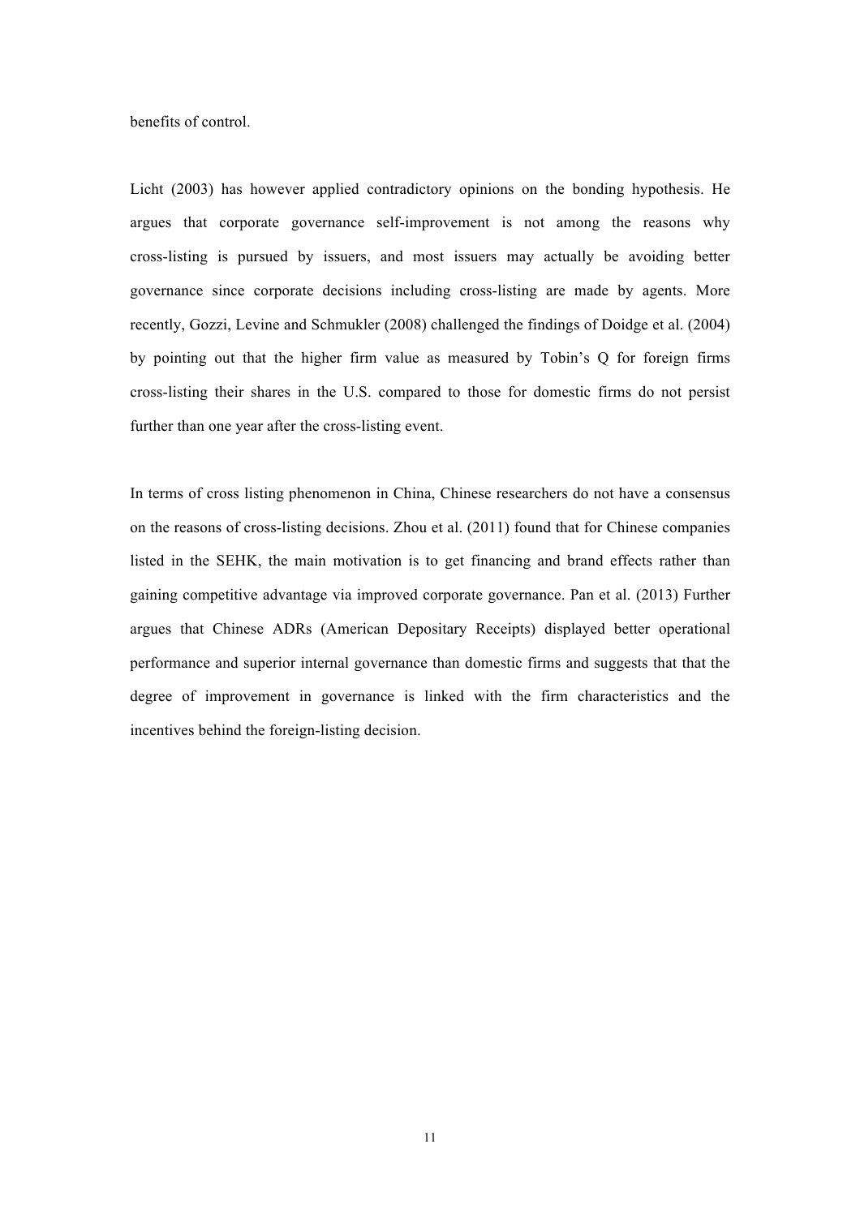benefits of control.

Licht (2003) has however applied contradictory opinions on the bonding hypothesis. He argues that corporate governance self-improvement is not among the reasons why cross-listing is pursued by issuers, and most issuers may actually be avoiding better governance since corporate decisions including cross-listing are made by agents. More recently, Gozzi, Levine and Schmukler (2008) challenged the findings of Doidge et al. (2004) by pointing out that the higher firm value as measured by Tobin's Q for foreign firms cross-listing their shares in the U.S. compared to those for domestic firms do not persist further than one year after the cross-listing event.

In terms of cross listing phenomenon in China, Chinese researchers do not have a consensus on the reasons of cross-listing decisions. Zhou et al. (2011) found that for Chinese companies listed in the SEHK, the main motivation is to get financing and brand effects rather than gaining competitive advantage via improved corporate governance. Pan et al. (2013) Further argues that Chinese ADRs (American Depositary Receipts) displayed better operational performance and superior internal governance than domestic firms and suggests that that the degree of improvement in governance is linked with the firm characteristics and the incentives behind the foreign-listing decision.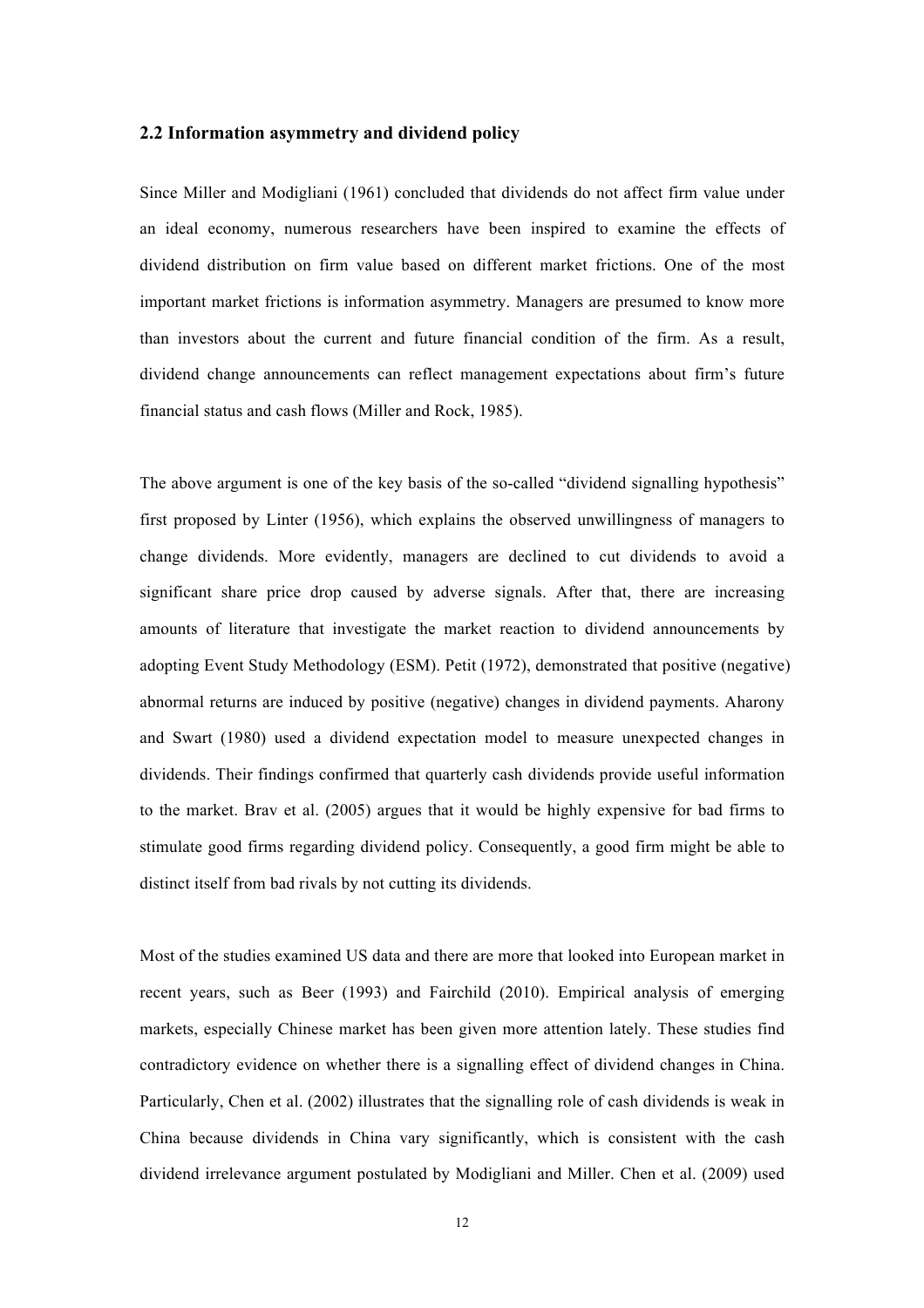## 2.2 Information asymmetry and dividend policy

Since Miller and Modigliani (1961) concluded that dividends do not affect firm value under an ideal economy, numerous researchers have been inspired to examine the effects of dividend distribution on firm value based on different market frictions. One of the most important market frictions is information asymmetry. Managers are presumed to know more than investors about the current and future financial condition of the firm. As a result, dividend change announcements can reflect management expectations about firm's future financial status and cash flows (Miller and Rock, 1985).

The above argument is one of the key basis of the so-called "dividend signalling hypothesis" first proposed by Linter (1956), which explains the observed unwillingness of managers to change dividends. More evidently, managers are declined to cut dividends to avoid a significant share price drop caused by adverse signals. After that, there are increasing amounts of literature that investigate the market reaction to dividend announcements by adopting Event Study Methodology (ESM). Petit (1972), demonstrated that positive (negative) abnormal returns are induced by positive (negative) changes in dividend payments. Aharony and Swart (1980) used a dividend expectation model to measure unexpected changes in dividends. Their findings confirmed that quarterly cash dividends provide useful information to the market. Brav et al. (2005) argues that it would be highly expensive for bad firms to stimulate good firms regarding dividend policy. Consequently, a good firm might be able to distinct itself from bad rivals by not cutting its dividends.

Most of the studies examined US data and there are more that looked into European market in recent years, such as Beer (1993) and Fairchild (2010). Empirical analysis of emerging markets, especially Chinese market has been given more attention lately. These studies find contradictory evidence on whether there is a signalling effect of dividend changes in China. Particularly, Chen et al. (2002) illustrates that the signalling role of cash dividends is weak in China because dividends in China vary significantly, which is consistent with the cash dividend irrelevance argument postulated by Modigliani and Miller. Chen et al. (2009) used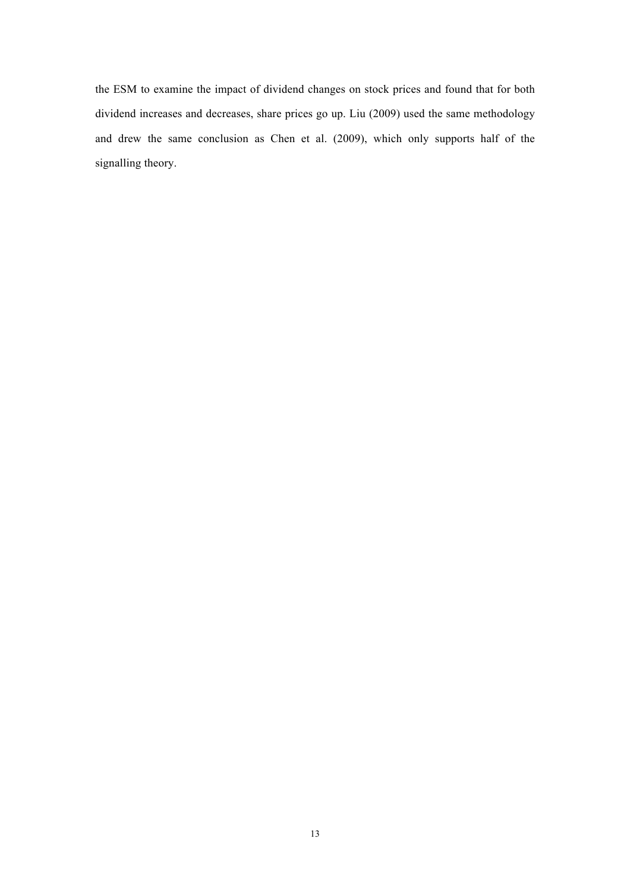the ESM to examine the impact of dividend changes on stock prices and found that for both dividend increases and decreases, share prices go up. Liu (2009) used the same methodology and drew the same conclusion as Chen et al. (2009), which only supports half of the signalling theory.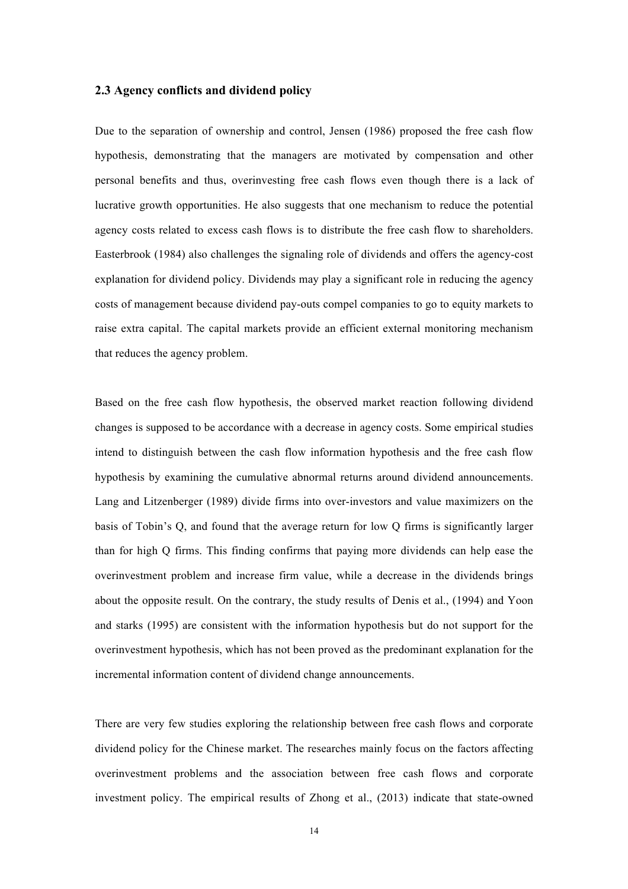### 2.3 Agency conflicts and dividend policy

Due to the separation of ownership and control, Jensen (1986) proposed the free cash flow hypothesis, demonstrating that the managers are motivated by compensation and other personal benefits and thus, overinvesting free cash flows even though there is a lack of lucrative growth opportunities. He also suggests that one mechanism to reduce the potential agency costs related to excess cash flows is to distribute the free cash flow to shareholders. Easterbrook (1984) also challenges the signaling role of dividends and offers the agency-cost explanation for dividend policy. Dividends may play a significant role in reducing the agency costs of management because dividend pay-outs compel companies to go to equity markets to raise extra capital. The capital markets provide an efficient external monitoring mechanism that reduces the agency problem.

Based on the free cash flow hypothesis, the observed market reaction following dividend changes is supposed to be accordance with a decrease in agency costs. Some empirical studies intend to distinguish between the cash flow information hypothesis and the free cash flow hypothesis by examining the cumulative abnormal returns around dividend announcements. Lang and Litzenberger (1989) divide firms into over-investors and value maximizers on the basis of Tobin's Q, and found that the average return for low Q firms is significantly larger than for high Q firms. This finding confirms that paying more dividends can help ease the overinvestment problem and increase firm value, while a decrease in the dividends brings about the opposite result. On the contrary, the study results of Denis et al., (1994) and Yoon and starks (1995) are consistent with the information hypothesis but do not support for the overinvestment hypothesis, which has not been proved as the predominant explanation for the incremental information content of dividend change announcements.

There are very few studies exploring the relationship between free cash flows and corporate dividend policy for the Chinese market. The researches mainly focus on the factors affecting overinvestment problems and the association between free cash flows and corporate investment policy. The empirical results of Zhong et al., (2013) indicate that state-owned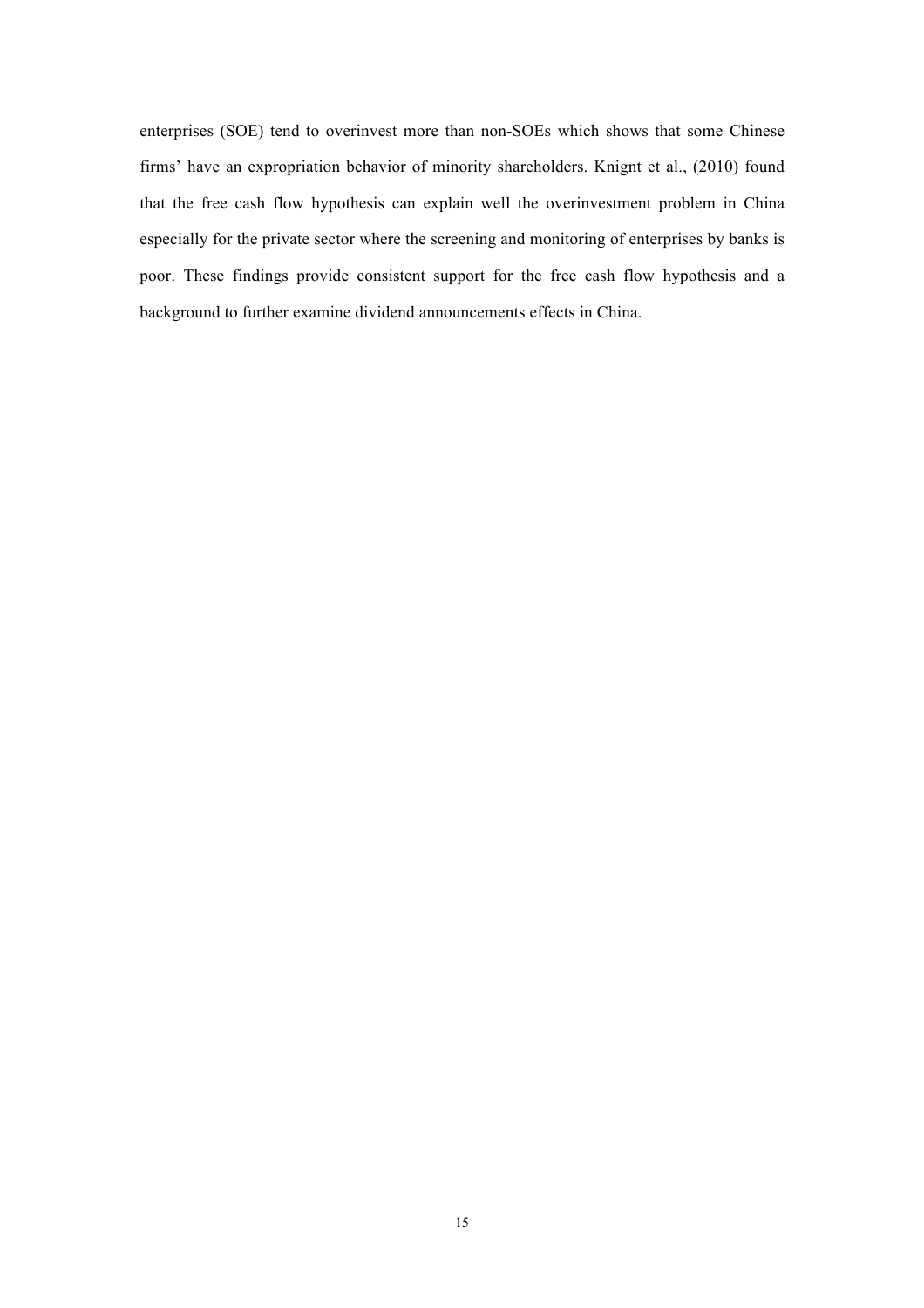enterprises (SOE) tend to overinvest more than non-SOEs which shows that some Chinese firms' have an expropriation behavior of minority shareholders. Knignt et al., (2010) found that the free cash flow hypothesis can explain well the overinvestment problem in China especially for the private sector where the screening and monitoring of enterprises by banks is poor. These findings provide consistent support for the free cash flow hypothesis and a background to further examine dividend announcements effects in China.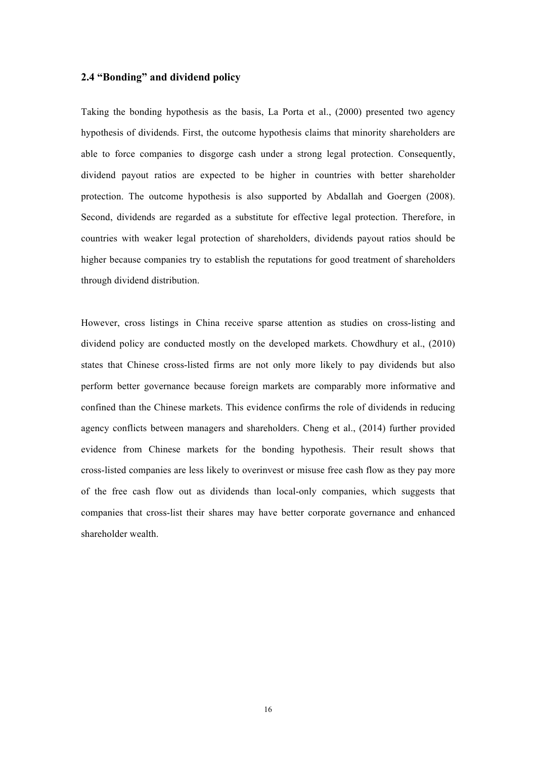## 2.4 "Bonding" and dividend policy

Taking the bonding hypothesis as the basis, La Porta et al., (2000) presented two agency hypothesis of dividends. First, the outcome hypothesis claims that minority shareholders are able to force companies to disgorge cash under a strong legal protection. Consequently, dividend payout ratios are expected to be higher in countries with better shareholder protection. The outcome hypothesis is also supported by Abdallah and Goergen (2008). Second, dividends are regarded as a substitute for effective legal protection. Therefore, in countries with weaker legal protection of shareholders, dividends payout ratios should be higher because companies try to establish the reputations for good treatment of shareholders through dividend distribution.

However, cross listings in China receive sparse attention as studies on cross-listing and dividend policy are conducted mostly on the developed markets. Chowdhury et al., (2010) states that Chinese cross-listed firms are not only more likely to pay dividends but also perform better governance because foreign markets are comparably more informative and confined than the Chinese markets. This evidence confirms the role of dividends in reducing agency conflicts between managers and shareholders. Cheng et al., (2014) further provided evidence from Chinese markets for the bonding hypothesis. Their result shows that cross-listed companies are less likely to overinvest or misuse free cash flow as they pay more of the free cash flow out as dividends than local-only companies, which suggests that companies that cross-list their shares may have better corporate governance and enhanced shareholder wealth.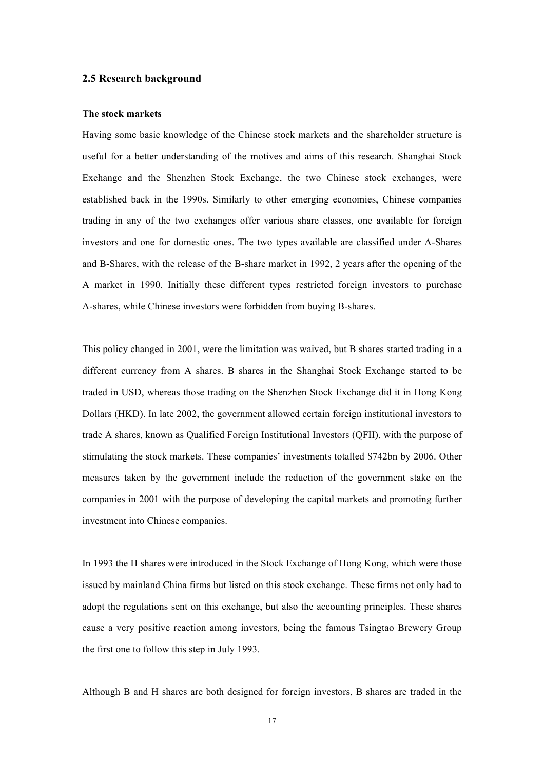## 2.5 Research background

**The stock markets**

Having some basic knowledge of the Chinese stock markets and the shareholder structure is useful for a better understanding of the motives and aims of this research. Shanghai Stock Exchange and the Shenzhen Stock Exchange, the two Chinese stock exchanges, were established back in the 1990s. Similarly to other emerging economies, Chinese companies trading in any of the two exchanges offer various share classes, one available for foreign investors and one for domestic ones. The two types available are classified under A-Shares and B-Shares, with the release of the B-share market in 1992, 2 years after the opening of the A market in 1990. Initially these different types restricted foreign investors to purchase A-shares, while Chinese investors were forbidden from buying B-shares.

This policy changed in 2001, were the limitation was waived, but B shares started trading in a different currency from A shares. B shares in the Shanghai Stock Exchange started to be traded in USD, whereas those trading on the Shenzhen Stock Exchange did it in Hong Kong Dollars (HKD). In late 2002, the government allowed certain foreign institutional investors to trade A shares, known as Qualified Foreign Institutional Investors (QFII), with the purpose of stimulating the stock markets. These companies' investments totalled $742bn by 2006. Other measures taken by the government include the reduction of the government stake on the companies in 2001 with the purpose of developing the capital markets and promoting further investment into Chinese companies.

In 1993 the H shares were introduced in the Stock Exchange of Hong Kong, which were those issued by mainland China firms but listed on this stock exchange. These firms not only had to adopt the regulations sent on this exchange, but also the accounting principles. These shares cause a very positive reaction among investors, being the famous Tsingtao Brewery Group the first one to follow this step in July 1993.

Although B and H shares are both designed for foreign investors, B shares are traded in the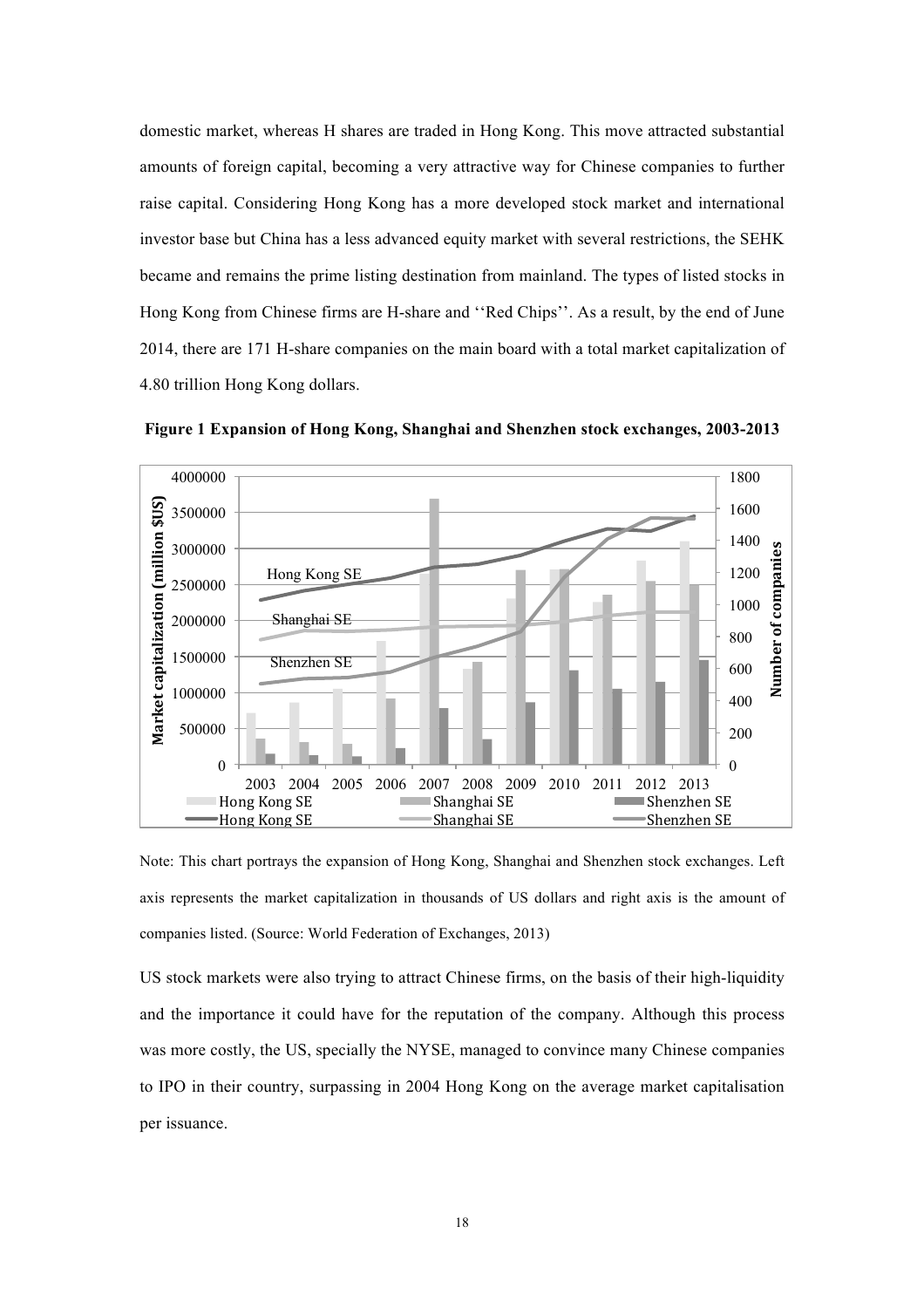domestic market, whereas H shares are traded in Hong Kong. This move attracted substantial amounts of foreign capital, becoming a very attractive way for Chinese companies to further raise capital. Considering Hong Kong has a more developed stock market and international investor base but China has a less advanced equity market with several restrictions, the SEHK became and remains the prime listing destination from mainland. The types of listed stocks in Hong Kong from Chinese firms are H-share and ''Red Chips''. As a result, by the end of June 2014, there are 171 H-share companies on the main board with a total market capitalization of 4.80 trillion Hong Kong dollars.

**Figure 1 Expansion of Hong Kong, Shanghai and Shenzhen stock exchanges, 2003-2013**

Note: This chart portrays the expansion of Hong Kong, Shanghai and Shenzhen stock exchanges. Left axis represents the market capitalization in thousands of US dollars and right axis is the amount of companies listed. (Source: World Federation of Exchanges, 2013)

US stock markets were also trying to attract Chinese firms, on the basis of their high-liquidity and the importance it could have for the reputation of the company. Although this process was more costly, the US, specially the NYSE, managed to convince many Chinese companies to IPO in their country, surpassing in 2004 Hong Kong on the average market capitalisation per issuance.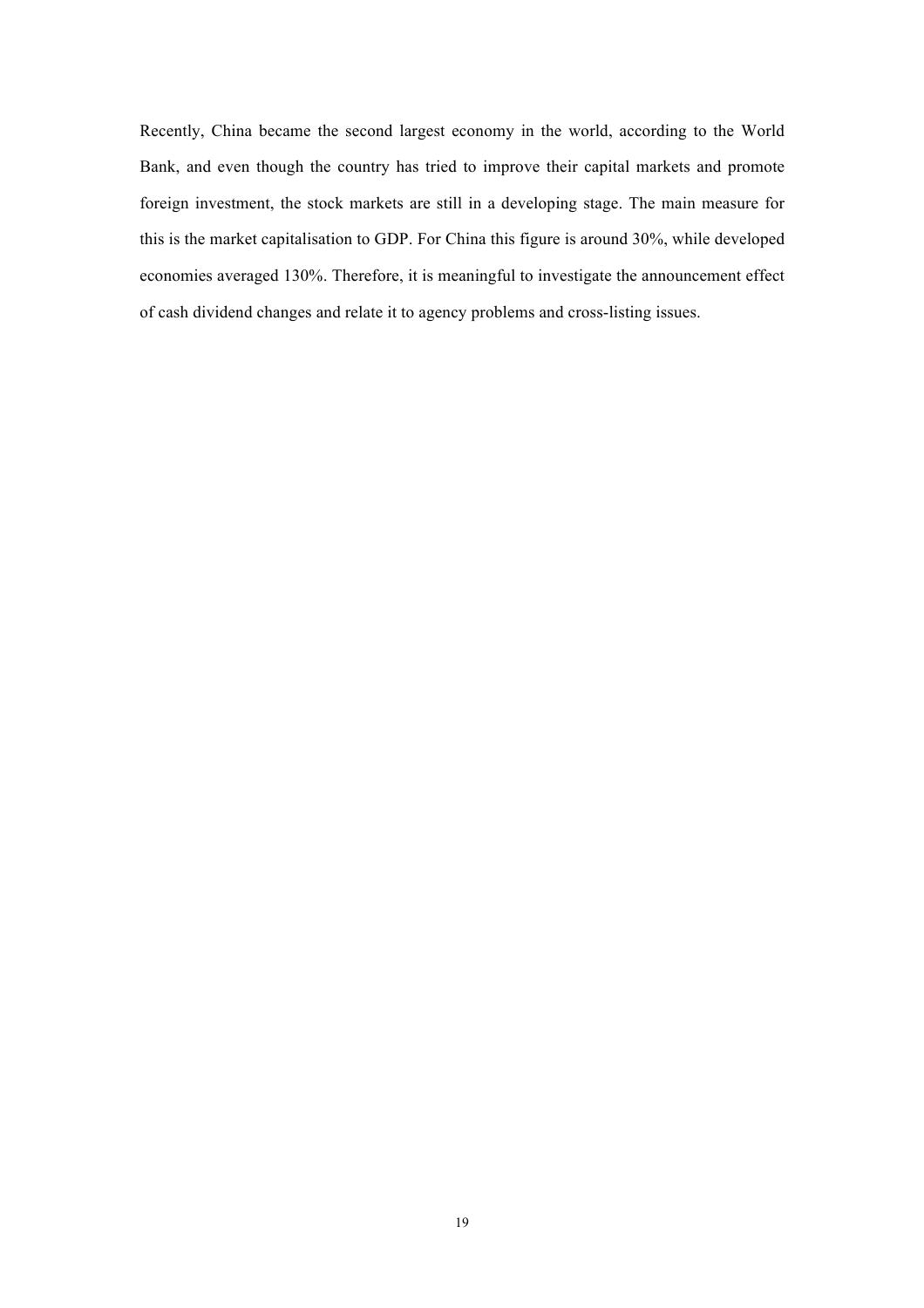Recently, China became the second largest economy in the world, according to the World Bank, and even though the country has tried to improve their capital markets and promote foreign investment, the stock markets are still in a developing stage. The main measure for this is the market capitalisation to GDP. For China this figure is around 30%, while developed economies averaged 130%. Therefore, it is meaningful to investigate the announcement effect of cash dividend changes and relate it to agency problems and cross-listing issues.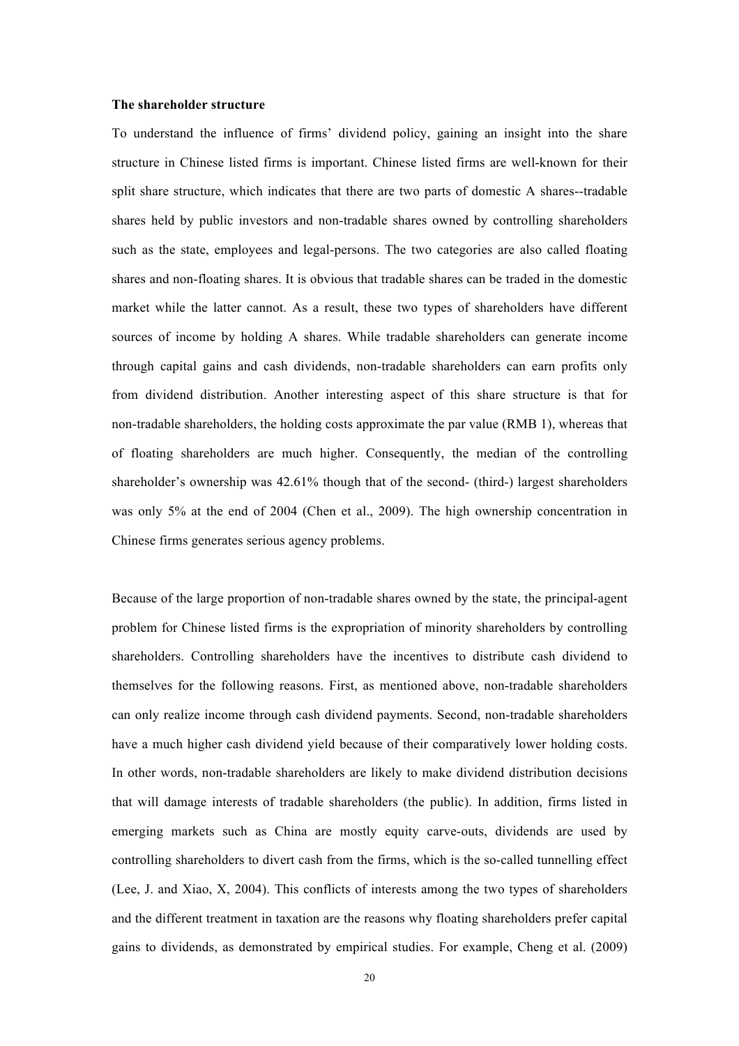**The shareholder structure**

To understand the influence of firms' dividend policy, gaining an insight into the share structure in Chinese listed firms is important. Chinese listed firms are well-known for their split share structure, which indicates that there are two parts of domestic A shares--tradable shares held by public investors and non-tradable shares owned by controlling shareholders such as the state, employees and legal-persons. The two categories are also called floating shares and non-floating shares. It is obvious that tradable shares can be traded in the domestic market while the latter cannot. As a result, these two types of shareholders have different sources of income by holding A shares. While tradable shareholders can generate income through capital gains and cash dividends, non-tradable shareholders can earn profits only from dividend distribution. Another interesting aspect of this share structure is that for non-tradable shareholders, the holding costs approximate the par value (RMB 1), whereas that of floating shareholders are much higher. Consequently, the median of the controlling shareholder's ownership was 42.61% though that of the second- (third-) largest shareholders was only 5% at the end of 2004 (Chen et al., 2009). The high ownership concentration in Chinese firms generates serious agency problems.

Because of the large proportion of non-tradable shares owned by the state, the principal-agent problem for Chinese listed firms is the expropriation of minority shareholders by controlling shareholders. Controlling shareholders have the incentives to distribute cash dividend to themselves for the following reasons. First, as mentioned above, non-tradable shareholders can only realize income through cash dividend payments. Second, non-tradable shareholders have a much higher cash dividend yield because of their comparatively lower holding costs. In other words, non-tradable shareholders are likely to make dividend distribution decisions that will damage interests of tradable shareholders (the public). In addition, firms listed in emerging markets such as China are mostly equity carve-outs, dividends are used by controlling shareholders to divert cash from the firms, which is the so-called tunnelling effect (Lee, J. and Xiao, X, 2004). This conflicts of interests among the two types of shareholders and the different treatment in taxation are the reasons why floating shareholders prefer capital gains to dividends, as demonstrated by empirical studies. For example, Cheng et al. (2009)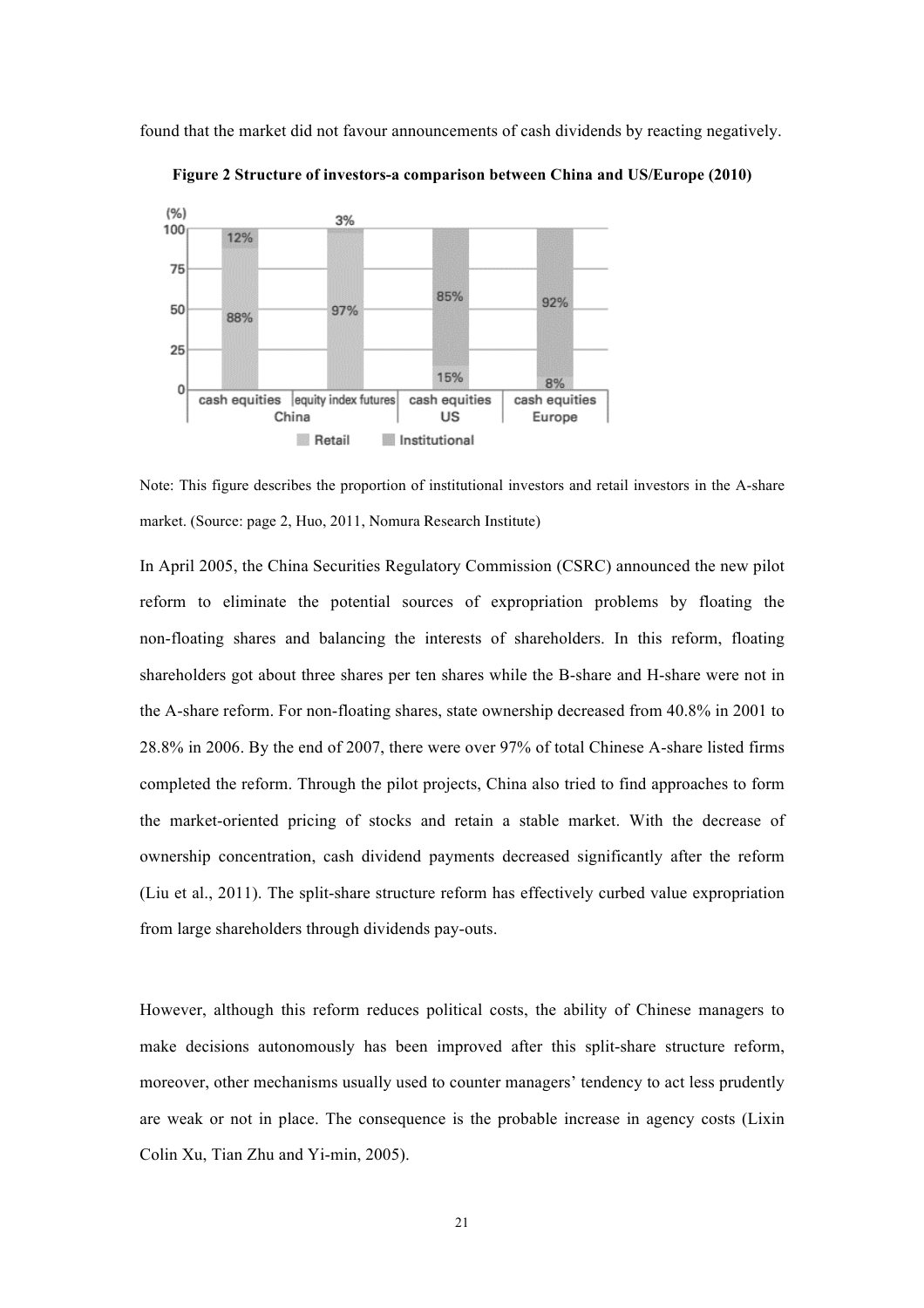found that the market did not favour announcements of cash dividends by reacting negatively.

**Figure 2 Structure of investors-a comparison between China and US/Europe (2010)**

Note: This figure describes the proportion of institutional investors and retail investors in the A-share market. (Source: page 2, Huo, 2011, Nomura Research Institute)

In April 2005, the China Securities Regulatory Commission (CSRC) announced the new pilot reform to eliminate the potential sources of expropriation problems by floating the non-floating shares and balancing the interests of shareholders. In this reform, floating shareholders got about three shares per ten shares while the B-share and H-share were not in the A-share reform. For non-floating shares, state ownership decreased from 40.8% in 2001 to 28.8% in 2006. By the end of 2007, there were over 97% of total Chinese A-share listed firms completed the reform. Through the pilot projects, China also tried to find approaches to form the market-oriented pricing of stocks and retain a stable market. With the decrease of ownership concentration, cash dividend payments decreased significantly after the reform (Liu et al., 2011). The split-share structure reform has effectively curbed value expropriation from large shareholders through dividends pay-outs.

However, although this reform reduces political costs, the ability of Chinese managers to make decisions autonomously has been improved after this split-share structure reform, moreover, other mechanisms usually used to counter managers' tendency to act less prudently are weak or not in place. The consequence is the probable increase in agency costs (Lixin Colin Xu, Tian Zhu and Yi-min, 2005).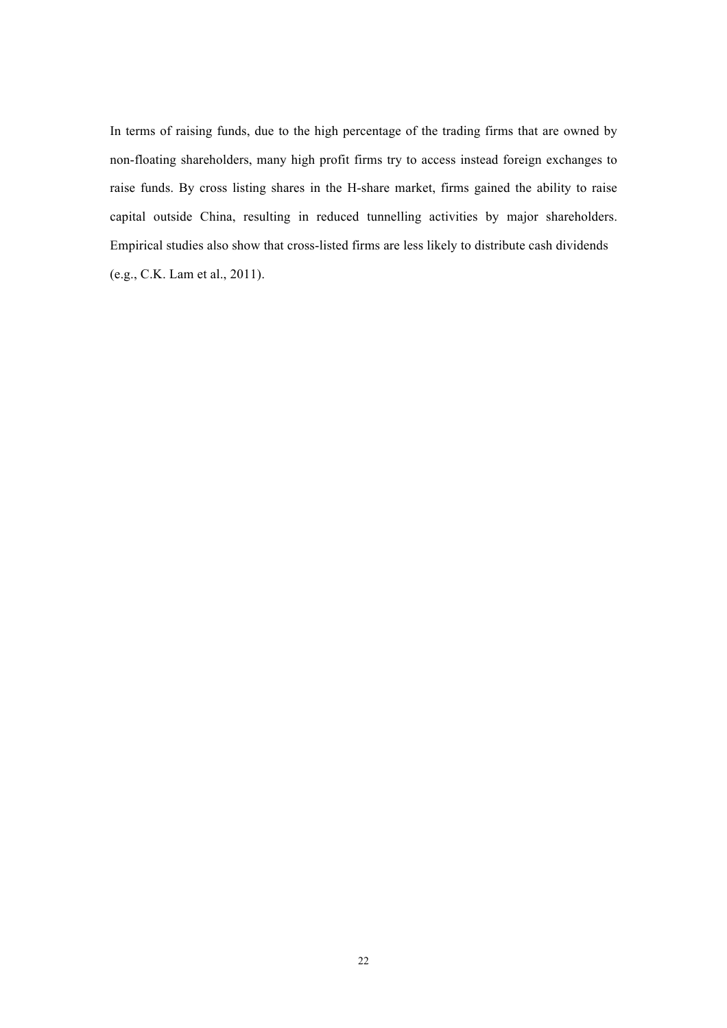In terms of raising funds, due to the high percentage of the trading firms that are owned by non-floating shareholders, many high profit firms try to access instead foreign exchanges to raise funds. By cross listing shares in the H-share market, firms gained the ability to raise capital outside China, resulting in reduced tunnelling activities by major shareholders. Empirical studies also show that cross-listed firms are less likely to distribute cash dividends (e.g., C.K. Lam et al., 2011).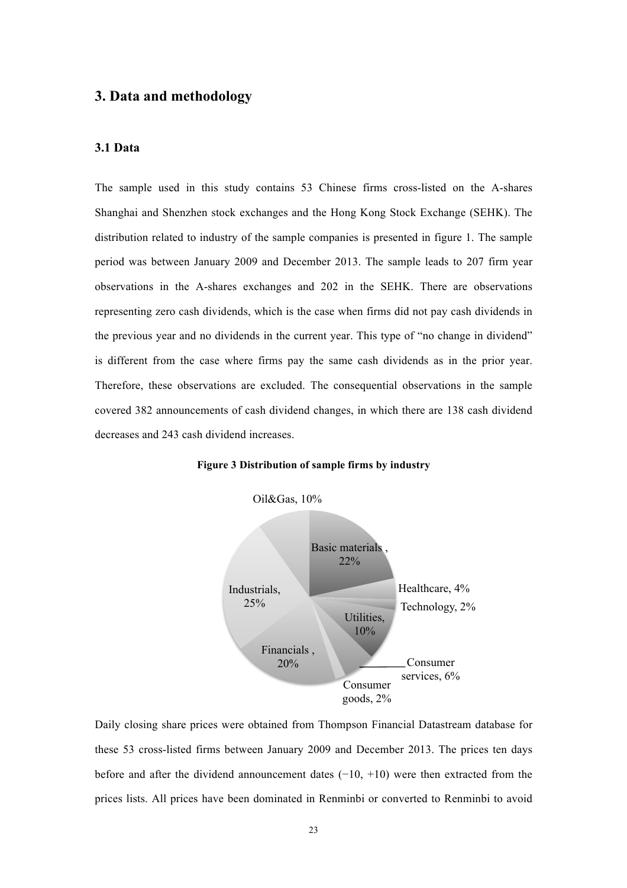# 3. Data and methodology

## 3.1 Data

The sample used in this study contains 53 Chinese firms cross-listed on the A-shares Shanghai and Shenzhen stock exchanges and the Hong Kong Stock Exchange (SEHK). The distribution related to industry of the sample companies is presented in figure 1. The sample period was between January 2009 and December 2013. The sample leads to 207 firm year observations in the A-shares exchanges and 202 in the SEHK. There are observations representing zero cash dividends, which is the case when firms did not pay cash dividends in the previous year and no dividends in the current year. This type of "no change in dividend" is different from the case where firms pay the same cash dividends as in the prior year. Therefore, these observations are excluded. The consequential observations in the sample covered 382 announcements of cash dividend changes, in which there are 138 cash dividend decreases and 243 cash dividend increases.

**Figure 3 Distribution of sample firms by industry**

Oil&Gas, 10%

Basic materials , 22%

Healthcare, 4%

Technology, 2%

Utilities, 10%

Consumer services, 6%

Consumer goods, 2%

Financials , 20%

Industrials, 25%

Daily closing share prices were obtained from Thompson Financial Datastream database for these 53 cross-listed firms between January 2009 and December 2013. The prices ten days before and after the dividend announcement dates (−10, +10) were then extracted from the prices lists. All prices have been dominated in Renminbi or converted to Renminbi to avoid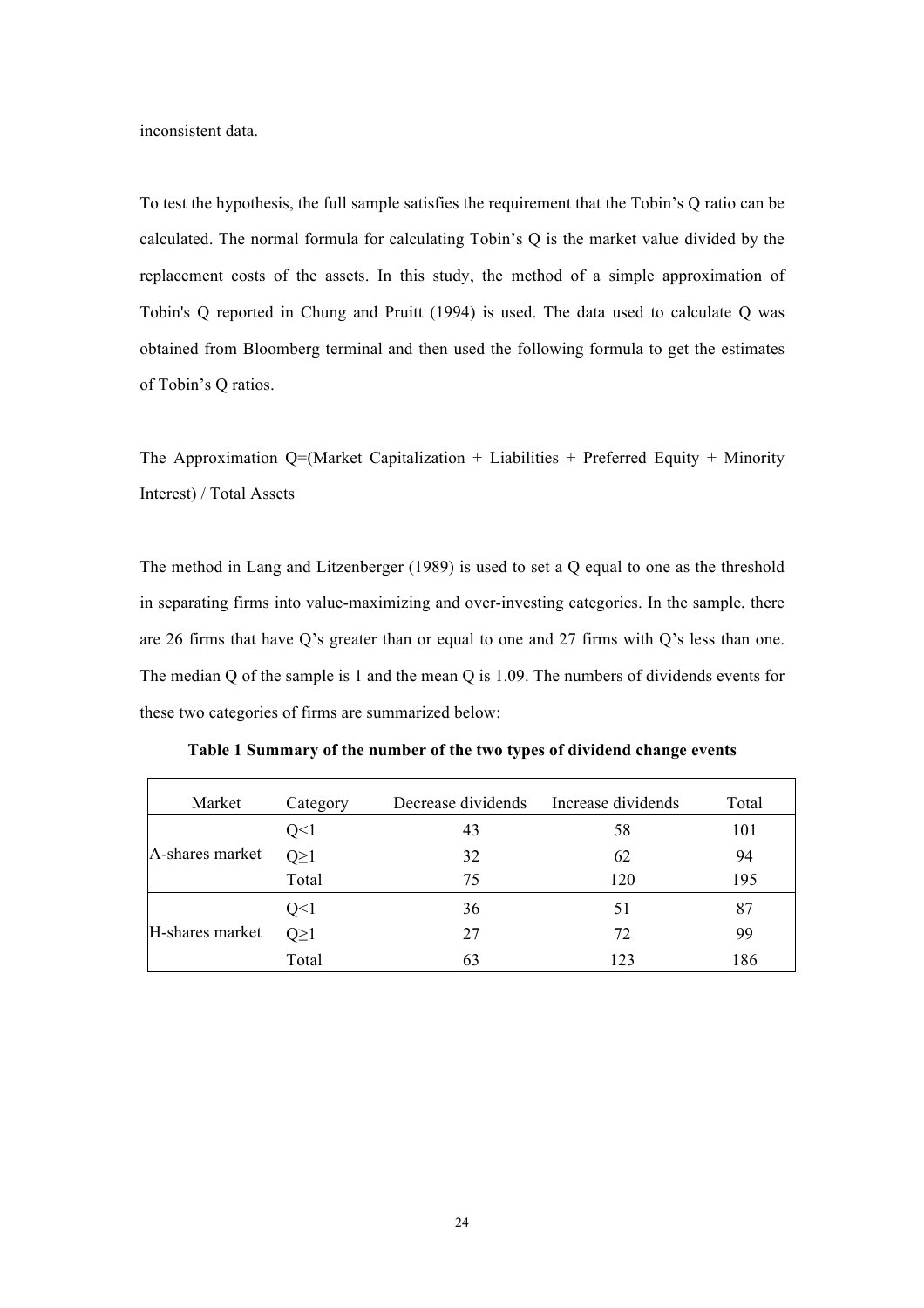inconsistent data.

To test the hypothesis, the full sample satisfies the requirement that the Tobin's Q ratio can be calculated. The normal formula for calculating Tobin's Q is the market value divided by the replacement costs of the assets. In this study, the method of a simple approximation of Tobin's Q reported in Chung and Pruitt (1994) is used. The data used to calculate Q was obtained from Bloomberg terminal and then used the following formula to get the estimates of Tobin's Q ratios.

The Approximation Q=(Market Capitalization + Liabilities + Preferred Equity + Minority Interest) / Total Assets

The method in Lang and Litzenberger (1989) is used to set a Q equal to one as the threshold in separating firms into value-maximizing and over-investing categories. In the sample, there are 26 firms that have Q's greater than or equal to one and 27 firms with Q's less than one. The median Q of the sample is 1 and the mean Q is 1.09. The numbers of dividends events for these two categories of firms are summarized below:

**Table 1 Summary of the number of the two types of dividend change events**

| Market | Category | Decrease dividends | Increase dividends | Total |
|---|---|---|---|---|
| A-shares market | Q<1 | 43 | 58 | 101 |
| | Q≥1 | 32 | 62 | 94 |
| | Total | 75 | 120 | 195 |
| H-shares market | Q<1 | 36 | 51 | 87 |
| | Q≥1 | 27 | 72 | 99 |
| | Total | 63 | 123 | 186 |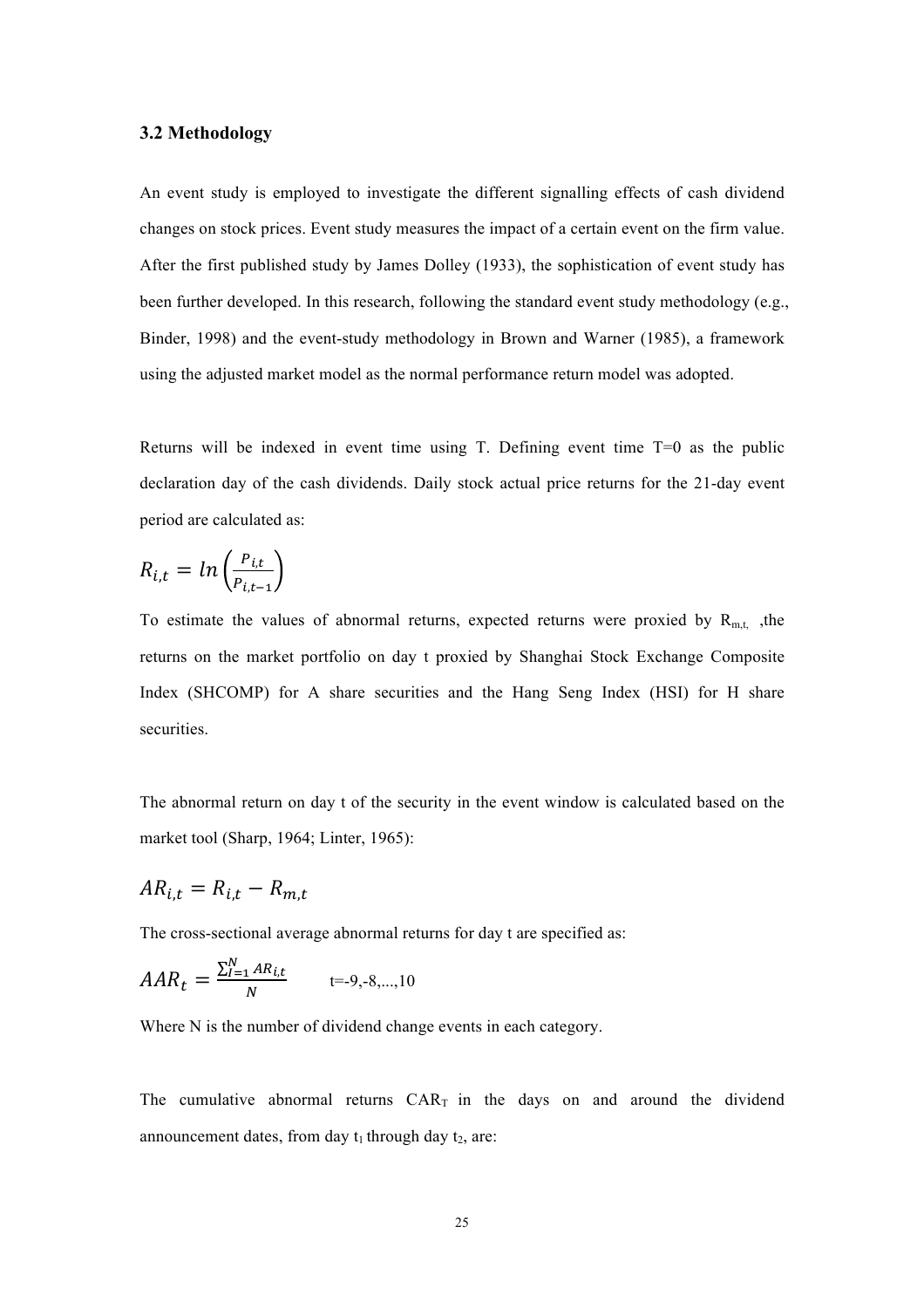### 3.2 Methodology

An event study is employed to investigate the different signalling effects of cash dividend changes on stock prices. Event study measures the impact of a certain event on the firm value. After the first published study by James Dolley (1933), the sophistication of event study has been further developed. In this research, following the standard event study methodology (e.g., Binder, 1998) and the event-study methodology in Brown and Warner (1985), a framework using the adjusted market model as the normal performance return model was adopted.

Returns will be indexed in event time using T. Defining event time T=0 as the public declaration day of the cash dividends. Daily stock actual price returns for the 21-day event period are calculated as:

$$R_{i,t} = ln\left(\frac{P_{i,t}}{P_{i,t-1}}\right)$$

To estimate the values of abnormal returns, expected returns were proxied by $R_{m,t}$, ,the returns on the market portfolio on day t proxied by Shanghai Stock Exchange Composite Index (SHCOMP) for A share securities and the Hang Seng Index (HSI) for H share securities.

The abnormal return on day t of the security in the event window is calculated based on the market tool (Sharp, 1964; Linter, 1965):

$$AR_{i,t} = R_{i,t} - R_{m,t}$$

The cross-sectional average abnormal returns for day t are specified as:

$$AAR_t = \frac{\sum_{I=1}^{N} AR_{i,t}}{N} \qquad t=-9,-8,...,10$$

Where N is the number of dividend change events in each category.

The cumulative abnormal returns $CAR_T$ in the days on and around the dividend announcement dates, from day $t_1$ through day $t_2$, are: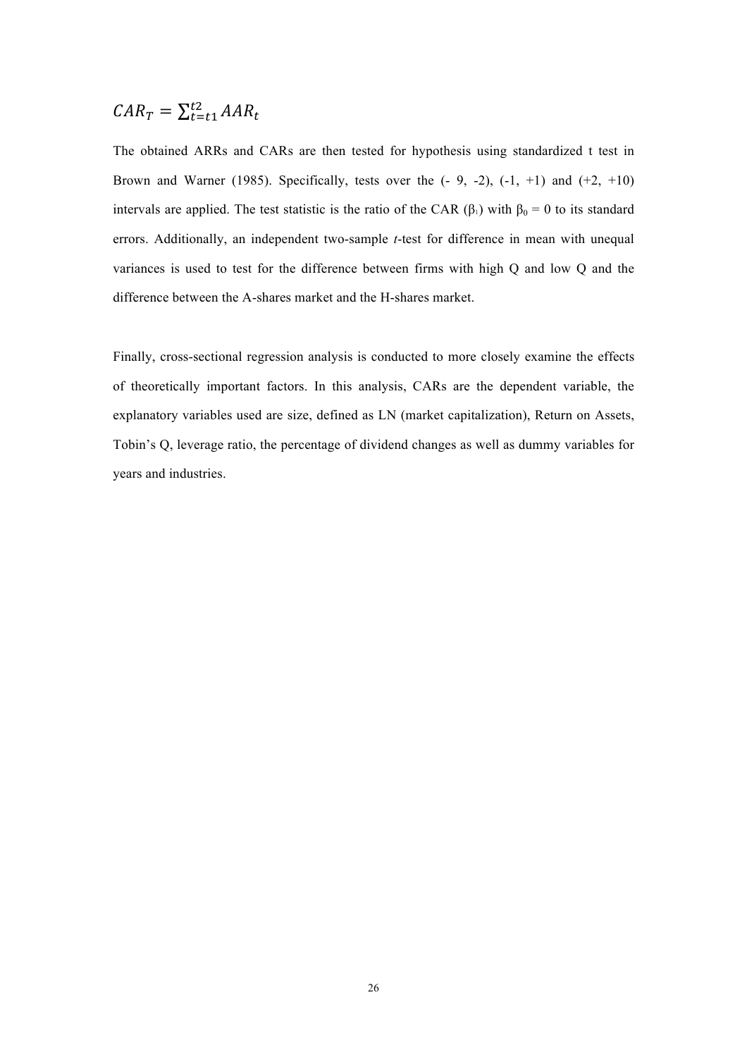$$CAR_T = \sum_{t=t1}^{t2} AAR_t$$

The obtained ARRs and CARs are then tested for hypothesis using standardized t test in Brown and Warner (1985). Specifically, tests over the (- 9, -2), (-1, +1) and (+2, +10) intervals are applied. The test statistic is the ratio of the CAR ($\beta_1$) with $\beta_0 = 0$ to its standard errors. Additionally, an independent two-sample *t*-test for difference in mean with unequal variances is used to test for the difference between firms with high Q and low Q and the difference between the A-shares market and the H-shares market.

Finally, cross-sectional regression analysis is conducted to more closely examine the effects of theoretically important factors. In this analysis, CARs are the dependent variable, the explanatory variables used are size, defined as LN (market capitalization), Return on Assets, Tobin's Q, leverage ratio, the percentage of dividend changes as well as dummy variables for years and industries.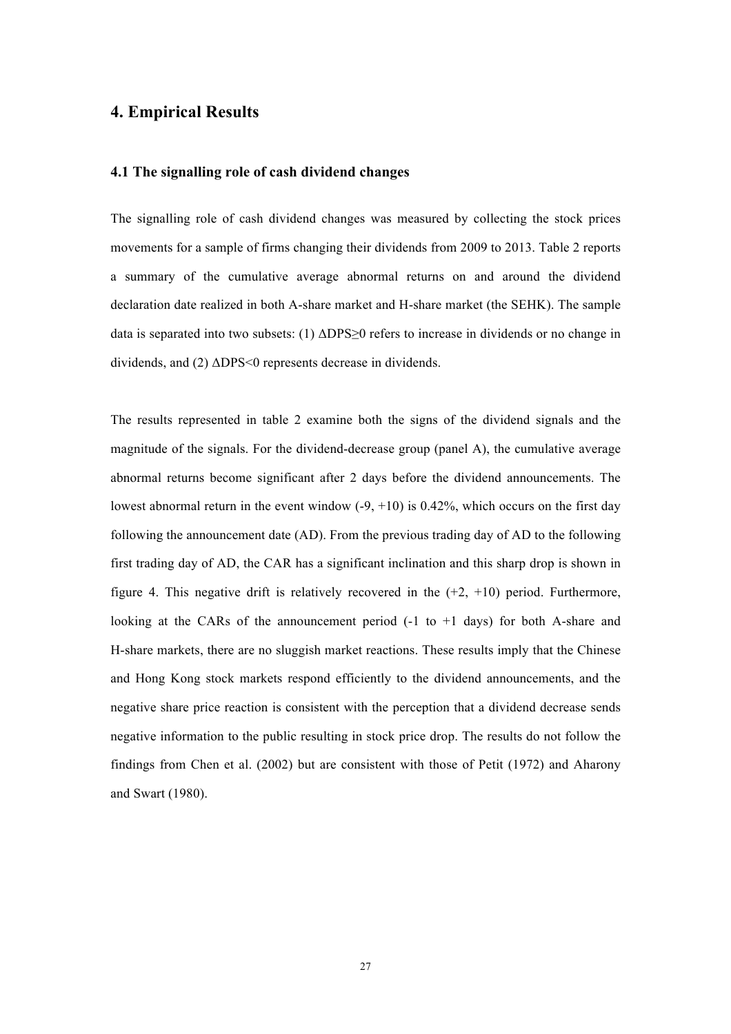## 4. Empirical Results

### 4.1 The signalling role of cash dividend changes

The signalling role of cash dividend changes was measured by collecting the stock prices movements for a sample of firms changing their dividends from 2009 to 2013. Table 2 reports a summary of the cumulative average abnormal returns on and around the dividend declaration date realized in both A-share market and H-share market (the SEHK). The sample data is separated into two subsets: (1) $\Delta DPS \geq 0$ refers to increase in dividends or no change in dividends, and (2) $\Delta DPS < 0$ represents decrease in dividends.

The results represented in table 2 examine both the signs of the dividend signals and the magnitude of the signals. For the dividend-decrease group (panel A), the cumulative average abnormal returns become significant after 2 days before the dividend announcements. The lowest abnormal return in the event window (-9, +10) is 0.42%, which occurs on the first day following the announcement date (AD). From the previous trading day of AD to the following first trading day of AD, the CAR has a significant inclination and this sharp drop is shown in figure 4. This negative drift is relatively recovered in the (+2, +10) period. Furthermore, looking at the CARs of the announcement period (-1 to +1 days) for both A-share and H-share markets, there are no sluggish market reactions. These results imply that the Chinese and Hong Kong stock markets respond efficiently to the dividend announcements, and the negative share price reaction is consistent with the perception that a dividend decrease sends negative information to the public resulting in stock price drop. The results do not follow the findings from Chen et al. (2002) but are consistent with those of Petit (1972) and Aharony and Swart (1980).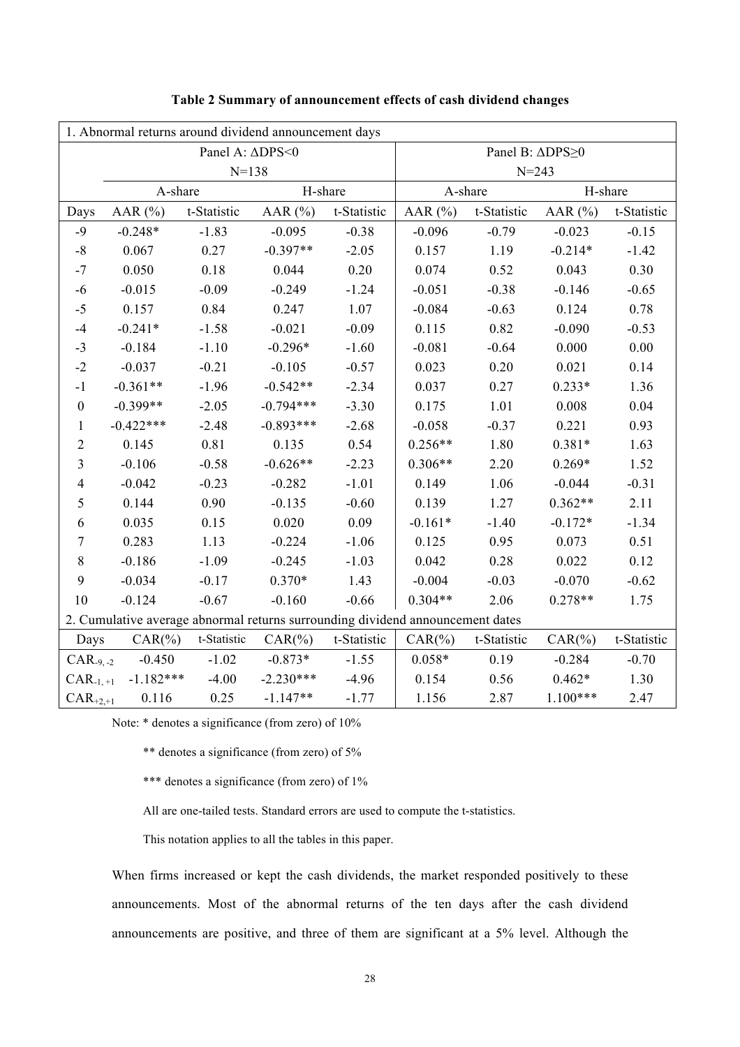**Table 2 Summary of announcement effects of cash dividend changes**

| 1. Abnormal returns around dividend announcement days | | | | | | | | |
|---|---|---|---|---|---|---|---|---|
| | Panel A: ΔDPS<0 N=138 | | | | Panel B: ΔDPS≥0 N=243 | | | |
| | A-share | | H-share | | A-share | | H-share | |
| Days | AAR (%) | t-Statistic | AAR (%) | t-Statistic | AAR (%) | t-Statistic | AAR (%) | t-Statistic |
| -9 | -0.248* | -1.83 | -0.095 | -0.38 | -0.096 | -0.79 | -0.023 | -0.15 |
| -8 | 0.067 | 0.27 | -0.397** | -2.05 | 0.157 | 1.19 | -0.214* | -1.42 |
| -7 | 0.050 | 0.18 | 0.044 | 0.20 | 0.074 | 0.52 | 0.043 | 0.30 |
| -6 | -0.015 | -0.09 | -0.249 | -1.24 | -0.051 | -0.38 | -0.146 | -0.65 |
| -5 | 0.157 | 0.84 | 0.247 | 1.07 | -0.084 | -0.63 | 0.124 | 0.78 |
| -4 | -0.241* | -1.58 | -0.021 | -0.09 | 0.115 | 0.82 | -0.090 | -0.53 |
| -3 | -0.184 | -1.10 | -0.296* | -1.60 | -0.081 | -0.64 | 0.000 | 0.00 |
| -2 | -0.037 | -0.21 | -0.105 | -0.57 | 0.023 | 0.20 | 0.021 | 0.14 |
| -1 | -0.361** | -1.96 | -0.542** | -2.34 | 0.037 | 0.27 | 0.233* | 1.36 |
| 0 | -0.399** | -2.05 | -0.794*** | -3.30 | 0.175 | 1.01 | 0.008 | 0.04 |
| 1 | -0.422*** | -2.48 | -0.893*** | -2.68 | -0.058 | -0.37 | 0.221 | 0.93 |
| 2 | 0.145 | 0.81 | 0.135 | 0.54 | 0.256** | 1.80 | 0.381* | 1.63 |
| 3 | -0.106 | -0.58 | -0.626** | -2.23 | 0.306** | 2.20 | 0.269* | 1.52 |
| 4 | -0.042 | -0.23 | -0.282 | -1.01 | 0.149 | 1.06 | -0.044 | -0.31 |
| 5 | 0.144 | 0.90 | -0.135 | -0.60 | 0.139 | 1.27 | 0.362** | 2.11 |
| 6 | 0.035 | 0.15 | 0.020 | 0.09 | -0.161* | -1.40 | -0.172* | -1.34 |
| 7 | 0.283 | 1.13 | -0.224 | -1.06 | 0.125 | 0.95 | 0.073 | 0.51 |
| 8 | -0.186 | -1.09 | -0.245 | -1.03 | 0.042 | 0.28 | 0.022 | 0.12 |
| 9 | -0.034 | -0.17 | 0.370* | 1.43 | -0.004 | -0.03 | -0.070 | -0.62 |
| 10 | -0.124 | -0.67 | -0.160 | -0.66 | 0.304** | 2.06 | 0.278** | 1.75 |
| 2. Cumulative average abnormal returns surrounding dividend announcement dates | | | | | | | | |
| Days | CAR(%) | t-Statistic | CAR(%) | t-Statistic | CAR(%) | t-Statistic | CAR(%) | t-Statistic |
| $CAR_{-9,-2}$ | -0.450 | -1.02 | -0.873* | -1.55 | 0.058* | 0.19 | -0.284 | -0.70 |
| $CAR_{-1,+1}$ | -1.182*** | -4.00 | -2.230*** | -4.96 | 0.154 | 0.56 | 0.462* | 1.30 |
| $CAR_{+2,+1}$ | 0.116 | 0.25 | -1.147** | -1.77 | 1.156 | 2.87 | 1.100*** | 2.47 |

Note: * denotes a significance (from zero) of 10%

** denotes a significance (from zero) of 5%

*** denotes a significance (from zero) of 1%

All are one-tailed tests. Standard errors are used to compute the t-statistics.

This notation applies to all the tables in this paper.

When firms increased or kept the cash dividends, the market responded positively to these announcements. Most of the abnormal returns of the ten days after the cash dividend announcements are positive, and three of them are significant at a 5% level. Although the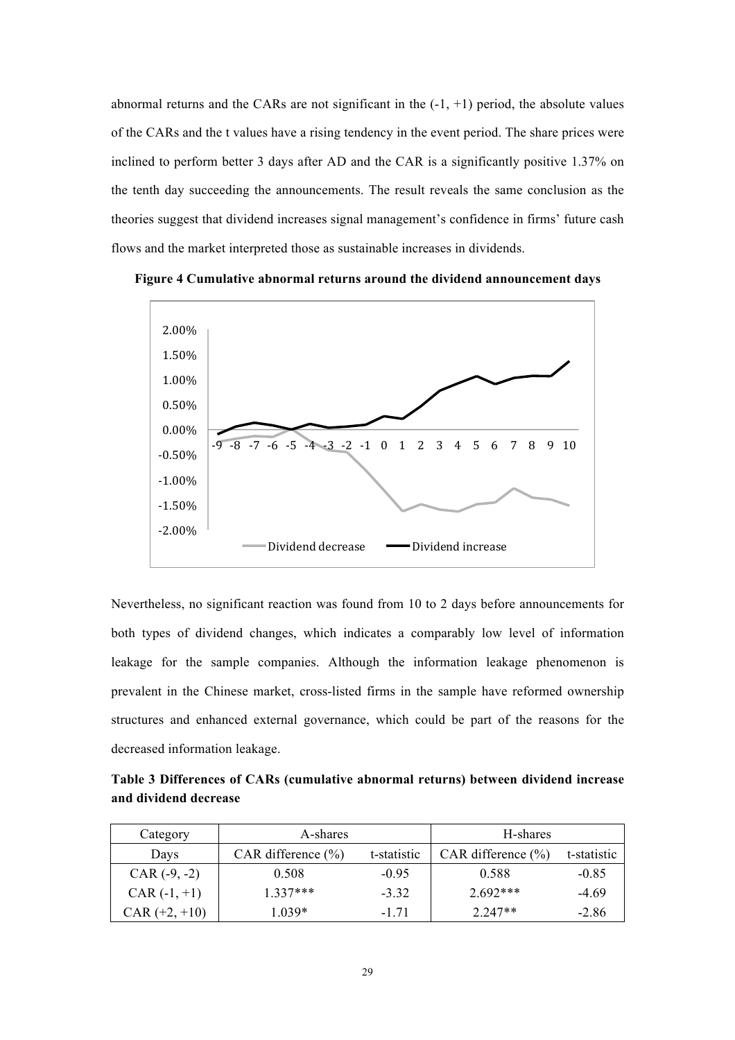abnormal returns and the CARs are not significant in the (-1, +1) period, the absolute values of the CARs and the t values have a rising tendency in the event period. The share prices were inclined to perform better 3 days after AD and the CAR is a significantly positive 1.37% on the tenth day succeeding the announcements. The result reveals the same conclusion as the theories suggest that dividend increases signal management's confidence in firms' future cash flows and the market interpreted those as sustainable increases in dividends.

**Figure 4 Cumulative abnormal returns around the dividend announcement days**

Nevertheless, no significant reaction was found from 10 to 2 days before announcements for both types of dividend changes, which indicates a comparably low level of information leakage for the sample companies. Although the information leakage phenomenon is prevalent in the Chinese market, cross-listed firms in the sample have reformed ownership structures and enhanced external governance, which could be part of the reasons for the decreased information leakage.

**Table 3 Differences of CARs (cumulative abnormal returns) between dividend increase and dividend decrease**

| Category | A-shares | | H-shares | |
|---|---|---|---|---|
| Days | CAR difference (%) | t-statistic | CAR difference (%) | t-statistic |
| CAR (-9, -2) | 0.508 | -0.95 | 0.588 | -0.85 |
| CAR (-1, +1) | 1.337*** | -3.32 | 2.692*** | -4.69 |
| CAR (+2, +10) | 1.039* | -1.71 | 2.247** | -2.86 |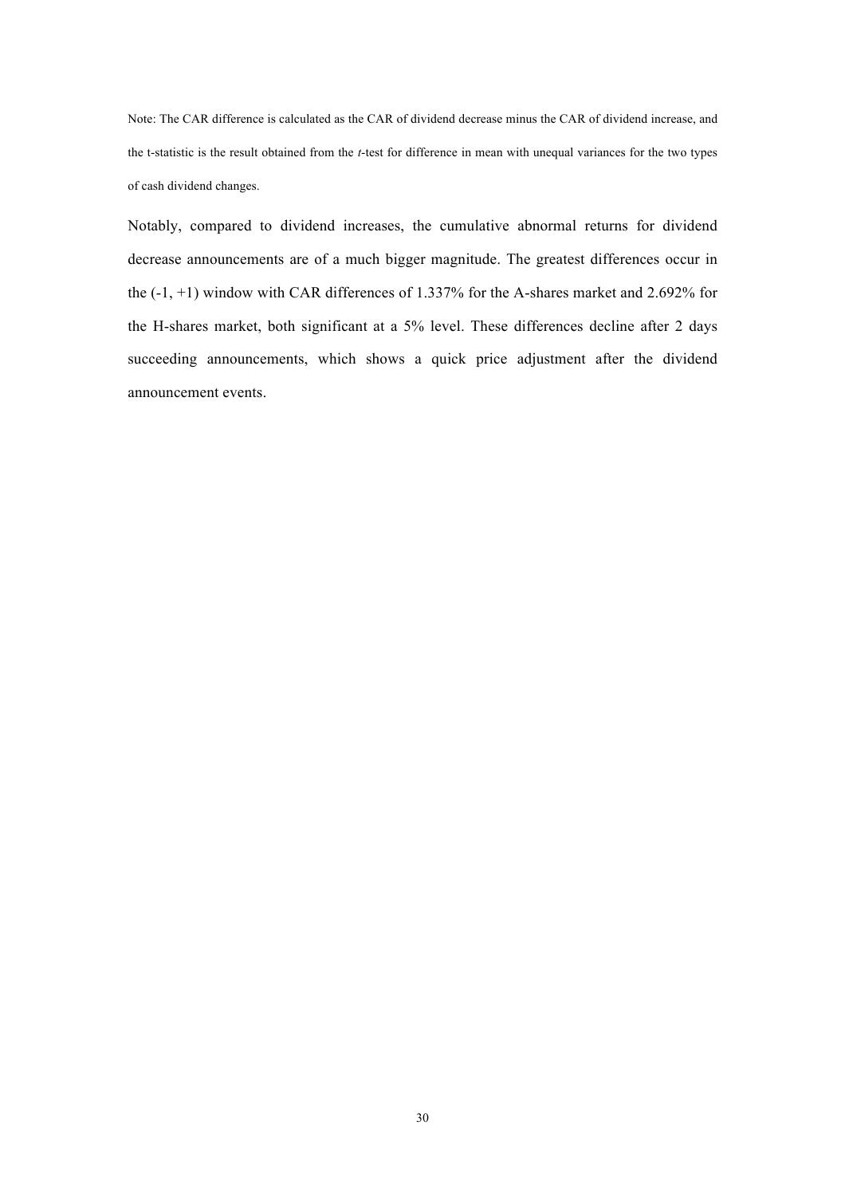Note: The CAR difference is calculated as the CAR of dividend decrease minus the CAR of dividend increase, and the t-statistic is the result obtained from the *t*-test for difference in mean with unequal variances for the two types of cash dividend changes.

Notably, compared to dividend increases, the cumulative abnormal returns for dividend decrease announcements are of a much bigger magnitude. The greatest differences occur in the (-1, +1) window with CAR differences of 1.337% for the A-shares market and 2.692% for the H-shares market, both significant at a 5% level. These differences decline after 2 days succeeding announcements, which shows a quick price adjustment after the dividend announcement events.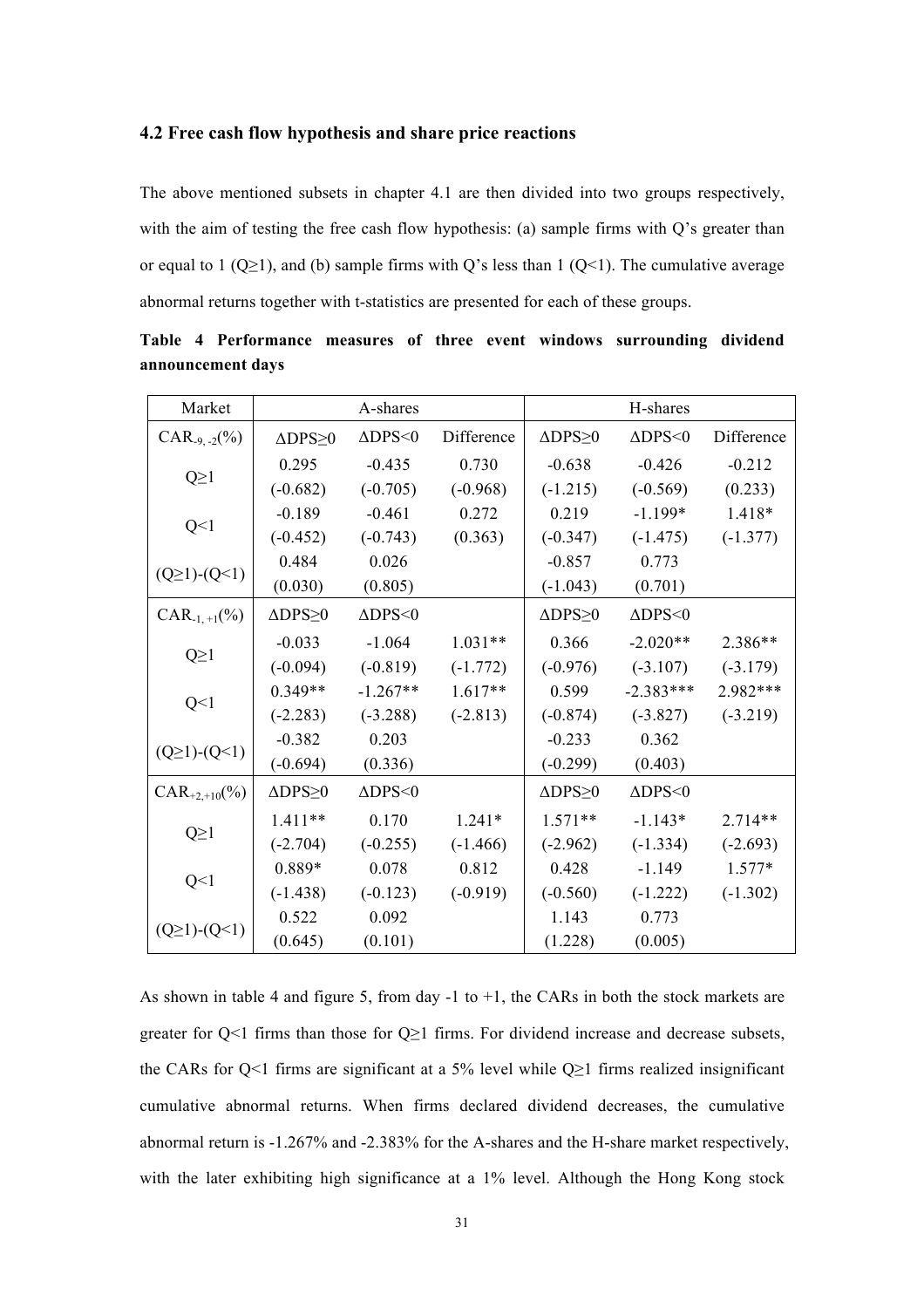### 4.2 Free cash flow hypothesis and share price reactions

The above mentioned subsets in chapter 4.1 are then divided into two groups respectively, with the aim of testing the free cash flow hypothesis: (a) sample firms with Q's greater than or equal to 1 (Q≥1), and (b) sample firms with Q's less than 1 (Q<1). The cumulative average abnormal returns together with t-statistics are presented for each of these groups.

**Table 4 Performance measures of three event windows surrounding dividend announcement days**

| Market | A-shares | | | H-shares | | |
|---|---|---|---|---|---|---|
| $CAR_{-9,-2}$(%) | ΔDPS≥0 | ΔDPS<0 | Difference | ΔDPS≥0 | ΔDPS<0 | Difference |
| Q≥1 | 0.295<br>(-0.682) | -0.435<br>(-0.705) | 0.730<br>(-0.968) | -0.638<br>(-1.215) | -0.426<br>(-0.569) | -0.212<br>(0.233) |
| Q<1 | -0.189<br>(-0.452) | -0.461<br>(-0.743) | 0.272<br>(0.363) | 0.219<br>(-0.347) | -1.199*<br>(-1.475) | 1.418*<br>(-1.377) |
| (Q≥1)-(Q<1) | 0.484<br>(0.030) | 0.026<br>(0.805) | | -0.857<br>(-1.043) | 0.773<br>(0.701) | |
| $CAR_{-1,+1}$(%) | ΔDPS≥0 | ΔDPS<0 | | ΔDPS≥0 | ΔDPS<0 | |
| Q≥1 | -0.033<br>(-0.094) | -1.064<br>(-0.819) | 1.031**<br>(-1.772) | 0.366<br>(-0.976) | -2.020**<br>(-3.107) | 2.386**<br>(-3.179) |
| Q<1 | 0.349**<br>(-2.283) | -1.267**<br>(-3.288) | 1.617**<br>(-2.813) | 0.599<br>(-0.874) | -2.383***<br>(-3.827) | 2.982***<br>(-3.219) |
| (Q≥1)-(Q<1) | -0.382<br>(-0.694) | 0.203<br>(0.336) | | -0.233<br>(-0.299) | 0.362<br>(0.403) | |
| $CAR_{+2,+10}$(%) | ΔDPS≥0 | ΔDPS<0 | | ΔDPS≥0 | ΔDPS<0 | |
| Q≥1 | 1.411**<br>(-2.704) | 0.170<br>(-0.255) | 1.241*<br>(-1.466) | 1.571**<br>(-2.962) | -1.143*<br>(-1.334) | 2.714**<br>(-2.693) |
| Q<1 | 0.889*<br>(-1.438) | 0.078<br>(-0.123) | 0.812<br>(-0.919) | 0.428<br>(-0.560) | -1.149<br>(-1.222) | 1.577*<br>(-1.302) |
| (Q≥1)-(Q<1) | 0.522<br>(0.645) | 0.092<br>(0.101) | | 1.143<br>(1.228) | 0.773<br>(0.005) | |

As shown in table 4 and figure 5, from day -1 to +1, the CARs in both the stock markets are greater for Q<1 firms than those for Q≥1 firms. For dividend increase and decrease subsets, the CARs for Q<1 firms are significant at a 5% level while Q≥1 firms realized insignificant cumulative abnormal returns. When firms declared dividend decreases, the cumulative abnormal return is -1.267% and -2.383% for the A-shares and the H-share market respectively, with the later exhibiting high significance at a 1% level. Although the Hong Kong stock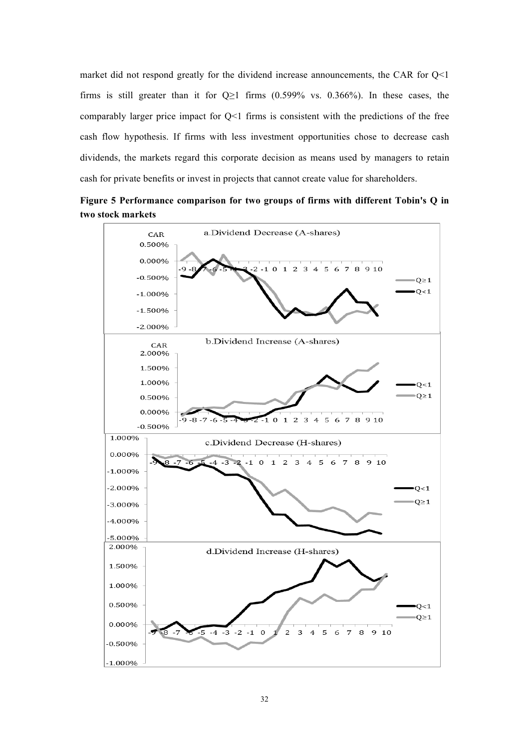market did not respond greatly for the dividend increase announcements, the CAR for Q<1 firms is still greater than it for Q≥1 firms (0.599% vs. 0.366%). In these cases, the comparably larger price impact for Q<1 firms is consistent with the predictions of the free cash flow hypothesis. If firms with less investment opportunities chose to decrease cash dividends, the markets regard this corporate decision as means used by managers to retain cash for private benefits or invest in projects that cannot create value for shareholders.

**Figure 5 Performance comparison for two groups of firms with different Tobin's Q in two stock markets**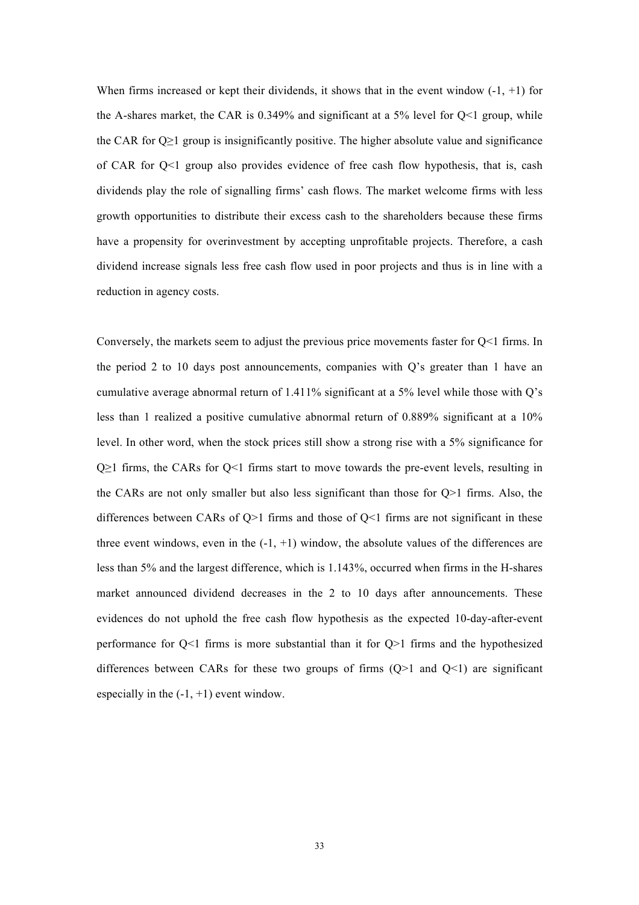When firms increased or kept their dividends, it shows that in the event window (-1, +1) for the A-shares market, the CAR is 0.349% and significant at a 5% level for Q<1 group, while the CAR for Q≥1 group is insignificantly positive. The higher absolute value and significance of CAR for Q<1 group also provides evidence of free cash flow hypothesis, that is, cash dividends play the role of signalling firms' cash flows. The market welcome firms with less growth opportunities to distribute their excess cash to the shareholders because these firms have a propensity for overinvestment by accepting unprofitable projects. Therefore, a cash dividend increase signals less free cash flow used in poor projects and thus is in line with a reduction in agency costs.

Conversely, the markets seem to adjust the previous price movements faster for Q<1 firms. In the period 2 to 10 days post announcements, companies with Q's greater than 1 have an cumulative average abnormal return of 1.411% significant at a 5% level while those with Q's less than 1 realized a positive cumulative abnormal return of 0.889% significant at a 10% level. In other word, when the stock prices still show a strong rise with a 5% significance for Q≥1 firms, the CARs for Q<1 firms start to move towards the pre-event levels, resulting in the CARs are not only smaller but also less significant than those for Q>1 firms. Also, the differences between CARs of Q>1 firms and those of Q<1 firms are not significant in these three event windows, even in the (-1, +1) window, the absolute values of the differences are less than 5% and the largest difference, which is 1.143%, occurred when firms in the H-shares market announced dividend decreases in the 2 to 10 days after announcements. These evidences do not uphold the free cash flow hypothesis as the expected 10-day-after-event performance for Q<1 firms is more substantial than it for Q>1 firms and the hypothesized differences between CARs for these two groups of firms (Q>1 and Q<1) are significant especially in the (-1, +1) event window.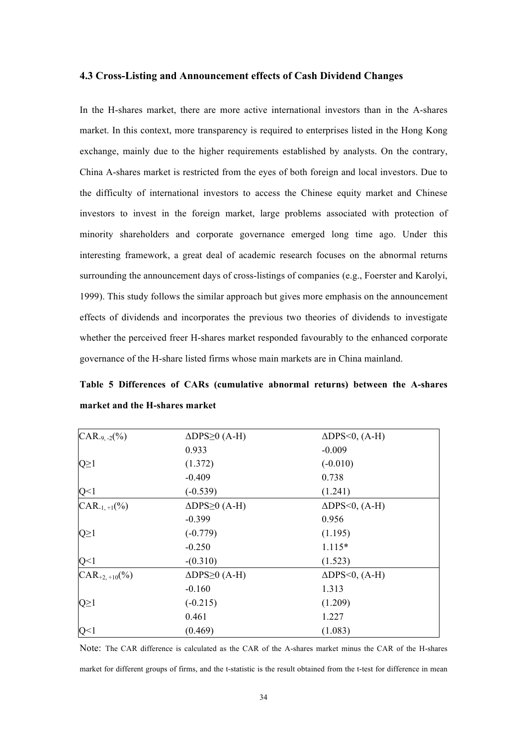### 4.3 Cross-Listing and Announcement effects of Cash Dividend Changes

In the H-shares market, there are more active international investors than in the A-shares market. In this context, more transparency is required to enterprises listed in the Hong Kong exchange, mainly due to the higher requirements established by analysts. On the contrary, China A-shares market is restricted from the eyes of both foreign and local investors. Due to the difficulty of international investors to access the Chinese equity market and Chinese investors to invest in the foreign market, large problems associated with protection of minority shareholders and corporate governance emerged long time ago. Under this interesting framework, a great deal of academic research focuses on the abnormal returns surrounding the announcement days of cross-listings of companies (e.g., Foerster and Karolyi, 1999). This study follows the similar approach but gives more emphasis on the announcement effects of dividends and incorporates the previous two theories of dividends to investigate whether the perceived freer H-shares market responded favourably to the enhanced corporate governance of the H-share listed firms whose main markets are in China mainland.

**Table 5 Differences of CARs (cumulative abnormal returns) between the A-shares market and the H-shares market**

| $CAR_{-9,-2}$(%) | $\Delta DPS \geq 0$ (A-H) | $\Delta DPS < 0$, (A-H) |
|---|---|---|
| | 0.933 | -0.009 |
| $Q \geq 1$ | (1.372) | (-0.010) |
| | -0.409 | 0.738 |
| $Q < 1$ | (-0.539) | (1.241) |
| $CAR_{-1,+1}$(%) | $\Delta DPS \geq 0$ (A-H) | $\Delta DPS < 0$, (A-H) |
| | -0.399 | 0.956 |
| $Q \geq 1$ | (-0.779) | (1.195) |
| | -0.250 | 1.115* |
| $Q < 1$ | -(0.310) | (1.523) |
| $CAR_{+2,+10}$(%) | $\Delta DPS \geq 0$ (A-H) | $\Delta DPS < 0$, (A-H) |
| | -0.160 | 1.313 |
| $Q \geq 1$ | (-0.215) | (1.209) |
| | 0.461 | 1.227 |
| $Q < 1$ | (0.469) | (1.083) |

Note: The CAR difference is calculated as the CAR of the A-shares market minus the CAR of the H-shares market for different groups of firms, and the t-statistic is the result obtained from the t-test for difference in mean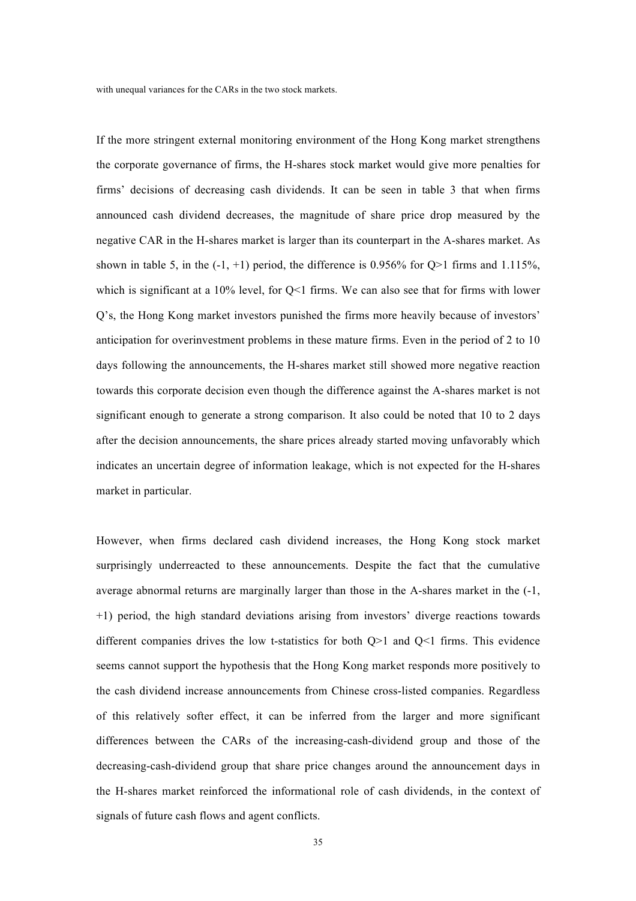with unequal variances for the CARs in the two stock markets.

If the more stringent external monitoring environment of the Hong Kong market strengthens the corporate governance of firms, the H-shares stock market would give more penalties for firms' decisions of decreasing cash dividends. It can be seen in table 3 that when firms announced cash dividend decreases, the magnitude of share price drop measured by the negative CAR in the H-shares market is larger than its counterpart in the A-shares market. As shown in table 5, in the (-1, +1) period, the difference is 0.956% for Q>1 firms and 1.115%, which is significant at a 10% level, for Q<1 firms. We can also see that for firms with lower Q's, the Hong Kong market investors punished the firms more heavily because of investors' anticipation for overinvestment problems in these mature firms. Even in the period of 2 to 10 days following the announcements, the H-shares market still showed more negative reaction towards this corporate decision even though the difference against the A-shares market is not significant enough to generate a strong comparison. It also could be noted that 10 to 2 days after the decision announcements, the share prices already started moving unfavorably which indicates an uncertain degree of information leakage, which is not expected for the H-shares market in particular.

However, when firms declared cash dividend increases, the Hong Kong stock market surprisingly underreacted to these announcements. Despite the fact that the cumulative average abnormal returns are marginally larger than those in the A-shares market in the (-1, +1) period, the high standard deviations arising from investors' diverge reactions towards different companies drives the low t-statistics for both Q>1 and Q<1 firms. This evidence seems cannot support the hypothesis that the Hong Kong market responds more positively to the cash dividend increase announcements from Chinese cross-listed companies. Regardless of this relatively softer effect, it can be inferred from the larger and more significant differences between the CARs of the increasing-cash-dividend group and those of the decreasing-cash-dividend group that share price changes around the announcement days in the H-shares market reinforced the informational role of cash dividends, in the context of signals of future cash flows and agent conflicts.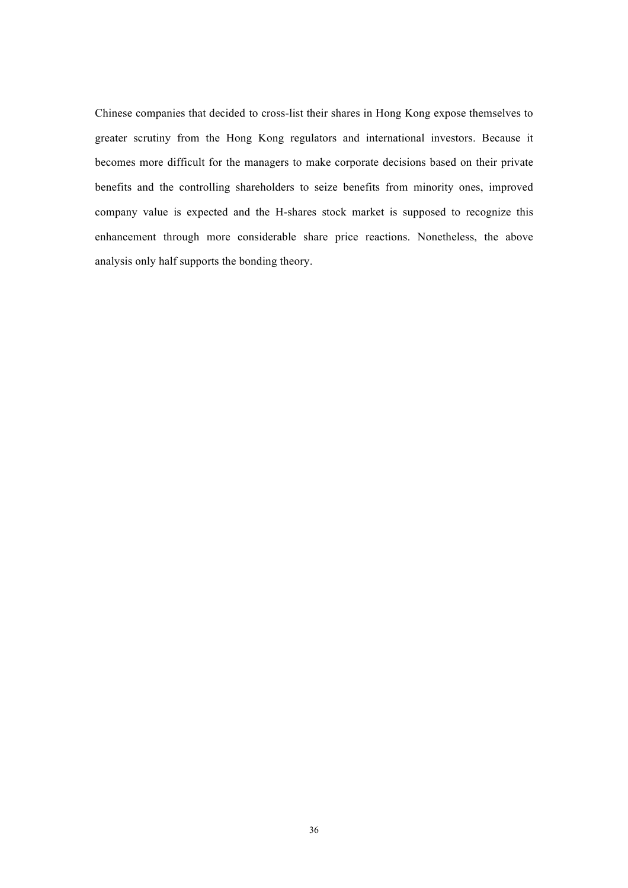Chinese companies that decided to cross-list their shares in Hong Kong expose themselves to greater scrutiny from the Hong Kong regulators and international investors. Because it becomes more difficult for the managers to make corporate decisions based on their private benefits and the controlling shareholders to seize benefits from minority ones, improved company value is expected and the H-shares stock market is supposed to recognize this enhancement through more considerable share price reactions. Nonetheless, the above analysis only half supports the bonding theory.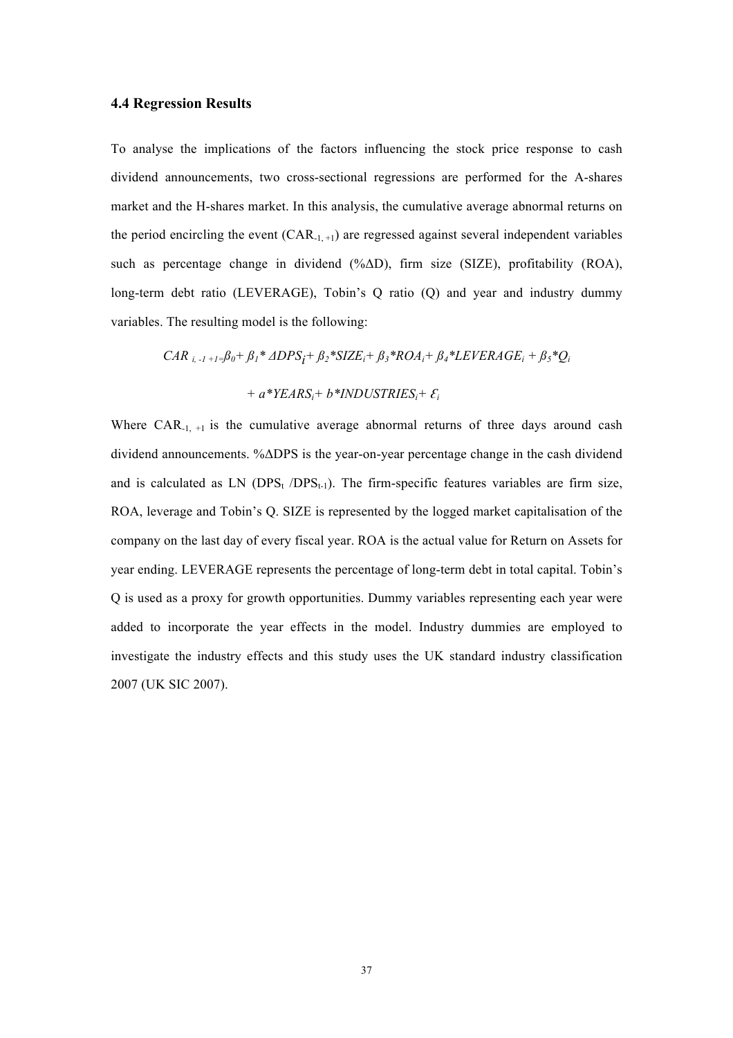### 4.4 Regression Results

To analyse the implications of the factors influencing the stock price response to cash dividend announcements, two cross-sectional regressions are performed for the A-shares market and the H-shares market. In this analysis, the cumulative average abnormal returns on the period encircling the event ($CAR_{-1,+1}$) are regressed against several independent variables such as percentage change in dividend (%ΔD), firm size (SIZE), profitability (ROA), long-term debt ratio (LEVERAGE), Tobin's Q ratio (Q) and year and industry dummy variables. The resulting model is the following:

$$CAR_{i,-1+1} = \beta_0 + \beta_1 * \Delta DPS_i + \beta_2 * SIZE_i + \beta_3 * ROA_i + \beta_4 * LEVERAGE_i + \beta_5 * Q_i$$

$$+ a * YEARS_i + b * INDUSTRIES_i + \mathcal{E}_i$$

Where $CAR_{-1,+1}$ is the cumulative average abnormal returns of three days around cash dividend announcements. %ΔDPS is the year-on-year percentage change in the cash dividend and is calculated as LN ($DPS_t$ /$DPS_{t-1}$). The firm-specific features variables are firm size, ROA, leverage and Tobin's Q. SIZE is represented by the logged market capitalisation of the company on the last day of every fiscal year. ROA is the actual value for Return on Assets for year ending. LEVERAGE represents the percentage of long-term debt in total capital. Tobin's Q is used as a proxy for growth opportunities. Dummy variables representing each year were added to incorporate the year effects in the model. Industry dummies are employed to investigate the industry effects and this study uses the UK standard industry classification 2007 (UK SIC 2007).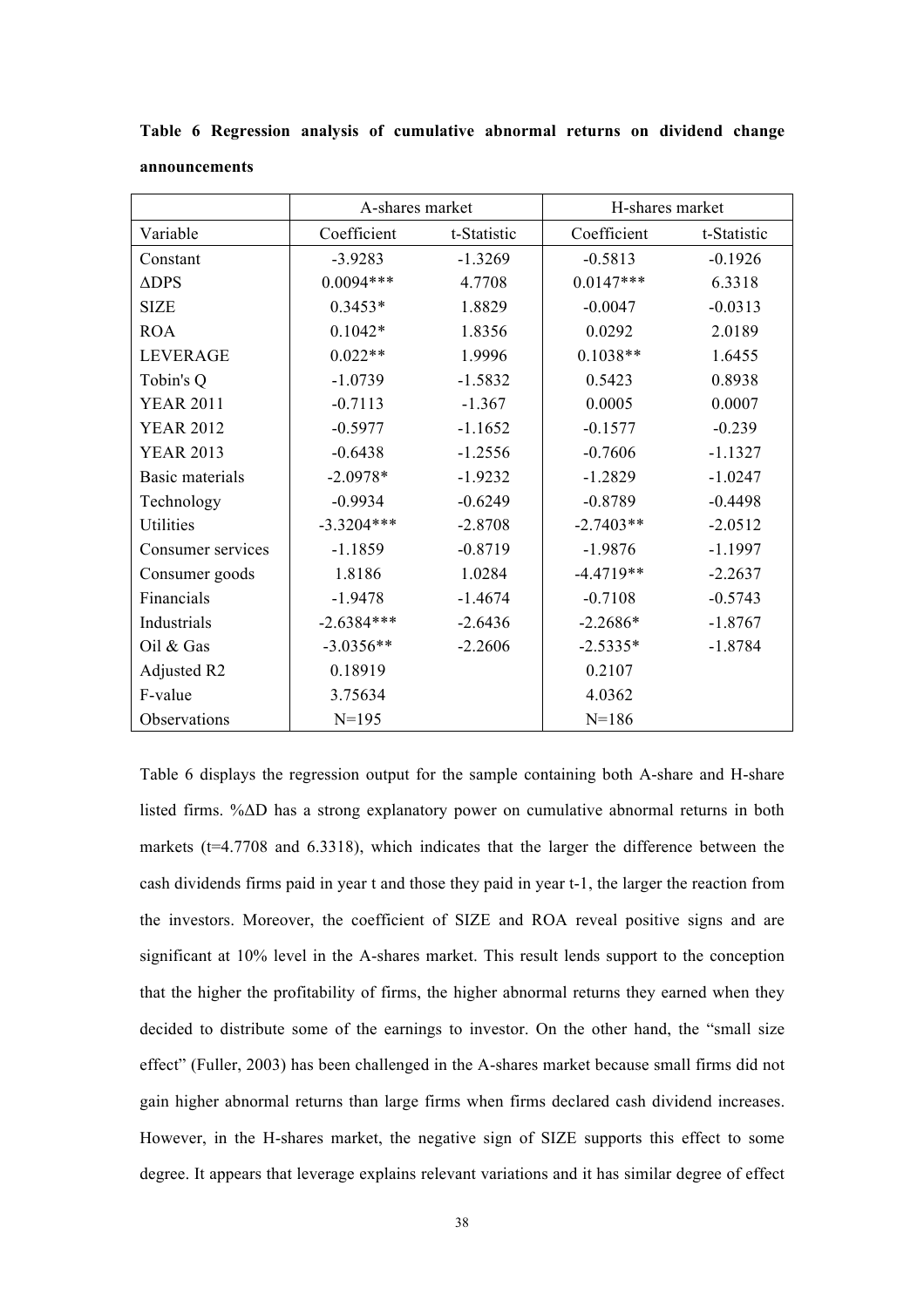**Table 6 Regression analysis of cumulative abnormal returns on dividend change announcements**

| | A-shares market | | H-shares market | |
|---|---|---|---|---|
| Variable | Coefficient | t-Statistic | Coefficient | t-Statistic |
| Constant | -3.9283 | -1.3269 | -0.5813 | -0.1926 |
| ΔDPS | 0.0094*** | 4.7708 | 0.0147*** | 6.3318 |
| SIZE | 0.3453* | 1.8829 | -0.0047 | -0.0313 |
| ROA | 0.1042* | 1.8356 | 0.0292 | 2.0189 |
| LEVERAGE | 0.022** | 1.9996 | 0.1038** | 1.6455 |
| Tobin's Q | -1.0739 | -1.5832 | 0.5423 | 0.8938 |
| YEAR 2011 | -0.7113 | -1.367 | 0.0005 | 0.0007 |
| YEAR 2012 | -0.5977 | -1.1652 | -0.1577 | -0.239 |
| YEAR 2013 | -0.6438 | -1.2556 | -0.7606 | -1.1327 |
| Basic materials | -2.0978* | -1.9232 | -1.2829 | -1.0247 |
| Technology | -0.9934 | -0.6249 | -0.8789 | -0.4498 |
| Utilities | -3.3204*** | -2.8708 | -2.7403** | -2.0512 |
| Consumer services | -1.1859 | -0.8719 | -1.9876 | -1.1997 |
| Consumer goods | 1.8186 | 1.0284 | -4.4719** | -2.2637 |
| Financials | -1.9478 | -1.4674 | -0.7108 | -0.5743 |
| Industrials | -2.6384*** | -2.6436 | -2.2686* | -1.8767 |
| Oil & Gas | -3.0356** | -2.2606 | -2.5335* | -1.8784 |
| Adjusted R2 | 0.18919 | | 0.2107 | |
| F-value | 3.75634 | | 4.0362 | |
| Observations | N=195 | | N=186 | |

Table 6 displays the regression output for the sample containing both A-share and H-share listed firms. %ΔD has a strong explanatory power on cumulative abnormal returns in both markets (t=4.7708 and 6.3318), which indicates that the larger the difference between the cash dividends firms paid in year t and those they paid in year t-1, the larger the reaction from the investors. Moreover, the coefficient of SIZE and ROA reveal positive signs and are significant at 10% level in the A-shares market. This result lends support to the conception that the higher the profitability of firms, the higher abnormal returns they earned when they decided to distribute some of the earnings to investor. On the other hand, the "small size effect" (Fuller, 2003) has been challenged in the A-shares market because small firms did not gain higher abnormal returns than large firms when firms declared cash dividend increases. However, in the H-shares market, the negative sign of SIZE supports this effect to some degree. It appears that leverage explains relevant variations and it has similar degree of effect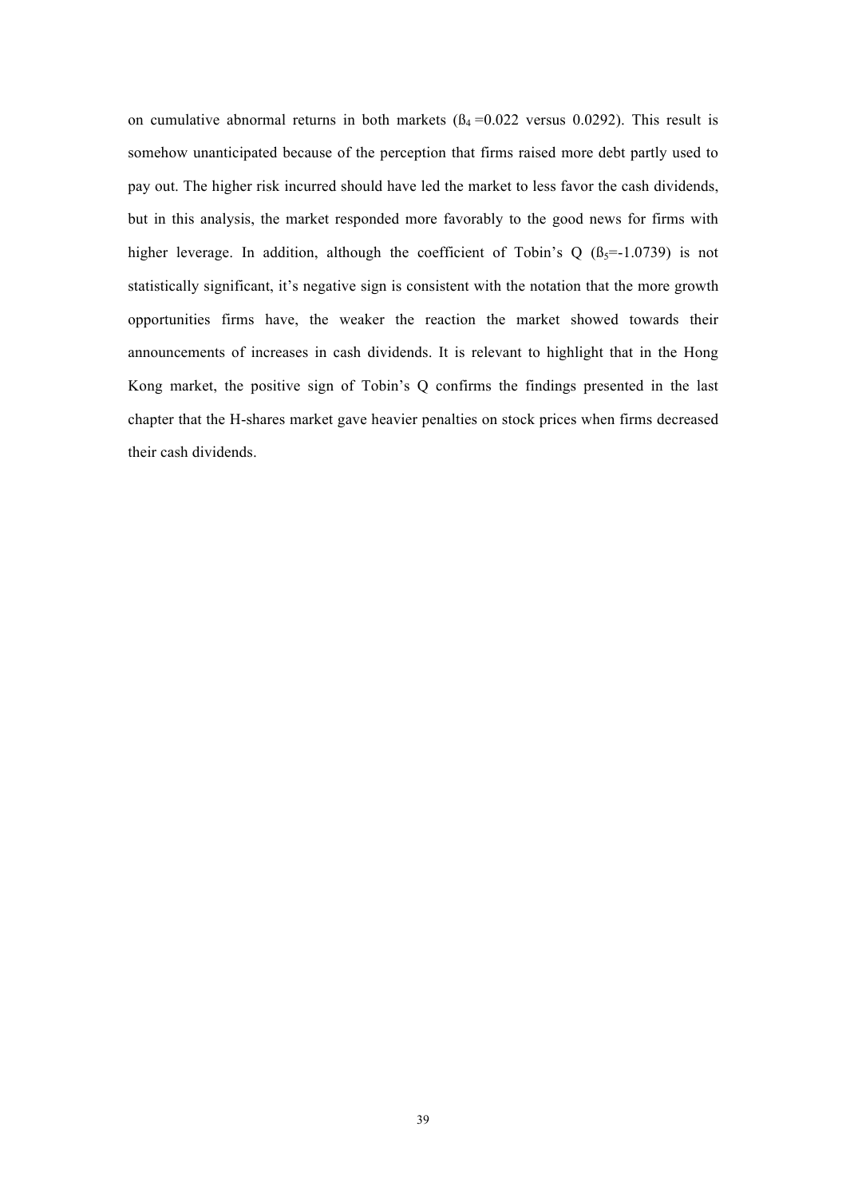on cumulative abnormal returns in both markets ($ß_4$ =0.022 versus 0.0292). This result is somehow unanticipated because of the perception that firms raised more debt partly used to pay out. The higher risk incurred should have led the market to less favor the cash dividends, but in this analysis, the market responded more favorably to the good news for firms with higher leverage. In addition, although the coefficient of Tobin's Q ($ß_5$=-1.0739) is not statistically significant, it's negative sign is consistent with the notation that the more growth opportunities firms have, the weaker the reaction the market showed towards their announcements of increases in cash dividends. It is relevant to highlight that in the Hong Kong market, the positive sign of Tobin's Q confirms the findings presented in the last chapter that the H-shares market gave heavier penalties on stock prices when firms decreased their cash dividends.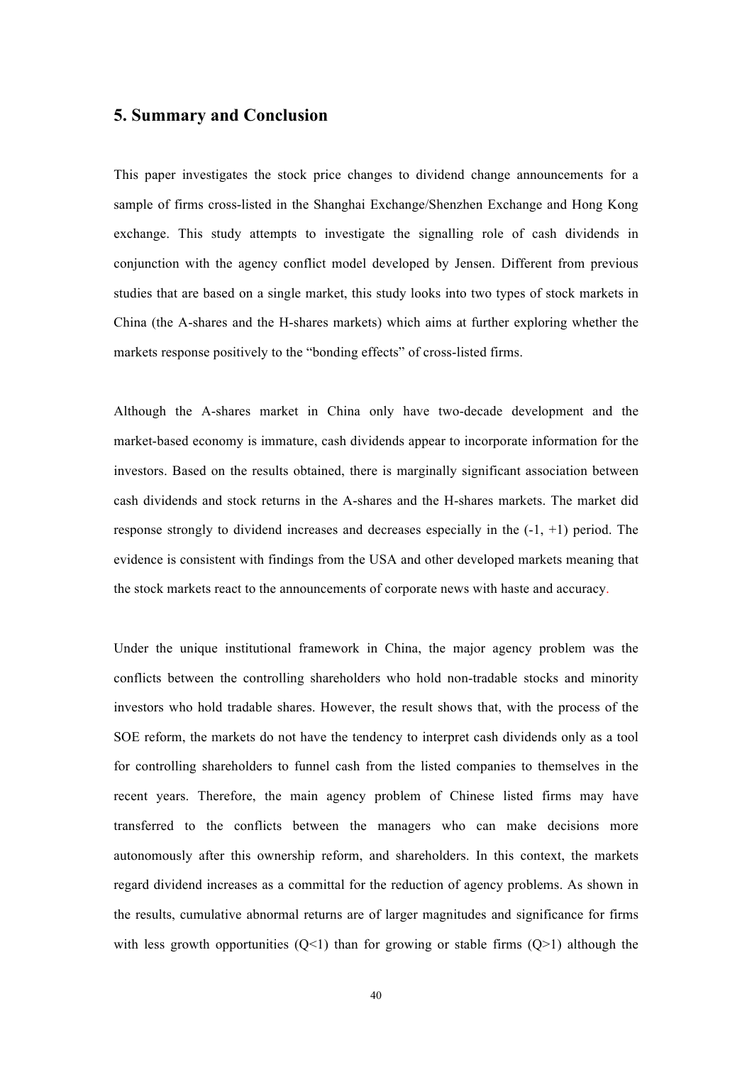## 5. Summary and Conclusion

This paper investigates the stock price changes to dividend change announcements for a sample of firms cross-listed in the Shanghai Exchange/Shenzhen Exchange and Hong Kong exchange. This study attempts to investigate the signalling role of cash dividends in conjunction with the agency conflict model developed by Jensen. Different from previous studies that are based on a single market, this study looks into two types of stock markets in China (the A-shares and the H-shares markets) which aims at further exploring whether the markets response positively to the "bonding effects" of cross-listed firms.

Although the A-shares market in China only have two-decade development and the market-based economy is immature, cash dividends appear to incorporate information for the investors. Based on the results obtained, there is marginally significant association between cash dividends and stock returns in the A-shares and the H-shares markets. The market did response strongly to dividend increases and decreases especially in the (-1, +1) period. The evidence is consistent with findings from the USA and other developed markets meaning that the stock markets react to the announcements of corporate news with haste and accuracy.

Under the unique institutional framework in China, the major agency problem was the conflicts between the controlling shareholders who hold non-tradable stocks and minority investors who hold tradable shares. However, the result shows that, with the process of the SOE reform, the markets do not have the tendency to interpret cash dividends only as a tool for controlling shareholders to funnel cash from the listed companies to themselves in the recent years. Therefore, the main agency problem of Chinese listed firms may have transferred to the conflicts between the managers who can make decisions more autonomously after this ownership reform, and shareholders. In this context, the markets regard dividend increases as a committal for the reduction of agency problems. As shown in the results, cumulative abnormal returns are of larger magnitudes and significance for firms with less growth opportunities ($Q<1$) than for growing or stable firms ($Q>1$) although the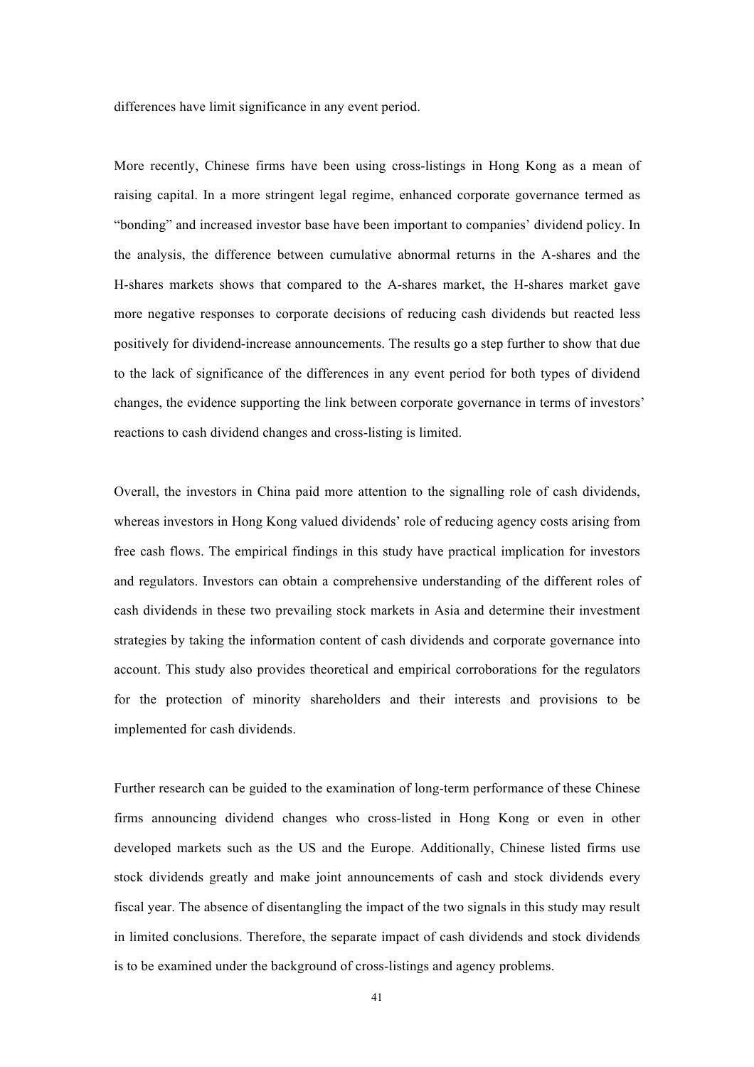differences have limit significance in any event period.

More recently, Chinese firms have been using cross-listings in Hong Kong as a mean of raising capital. In a more stringent legal regime, enhanced corporate governance termed as "bonding" and increased investor base have been important to companies' dividend policy. In the analysis, the difference between cumulative abnormal returns in the A-shares and the H-shares markets shows that compared to the A-shares market, the H-shares market gave more negative responses to corporate decisions of reducing cash dividends but reacted less positively for dividend-increase announcements. The results go a step further to show that due to the lack of significance of the differences in any event period for both types of dividend changes, the evidence supporting the link between corporate governance in terms of investors' reactions to cash dividend changes and cross-listing is limited.

Overall, the investors in China paid more attention to the signalling role of cash dividends, whereas investors in Hong Kong valued dividends' role of reducing agency costs arising from free cash flows. The empirical findings in this study have practical implication for investors and regulators. Investors can obtain a comprehensive understanding of the different roles of cash dividends in these two prevailing stock markets in Asia and determine their investment strategies by taking the information content of cash dividends and corporate governance into account. This study also provides theoretical and empirical corroborations for the regulators for the protection of minority shareholders and their interests and provisions to be implemented for cash dividends.

Further research can be guided to the examination of long-term performance of these Chinese firms announcing dividend changes who cross-listed in Hong Kong or even in other developed markets such as the US and the Europe. Additionally, Chinese listed firms use stock dividends greatly and make joint announcements of cash and stock dividends every fiscal year. The absence of disentangling the impact of the two signals in this study may result in limited conclusions. Therefore, the separate impact of cash dividends and stock dividends is to be examined under the background of cross-listings and agency problems.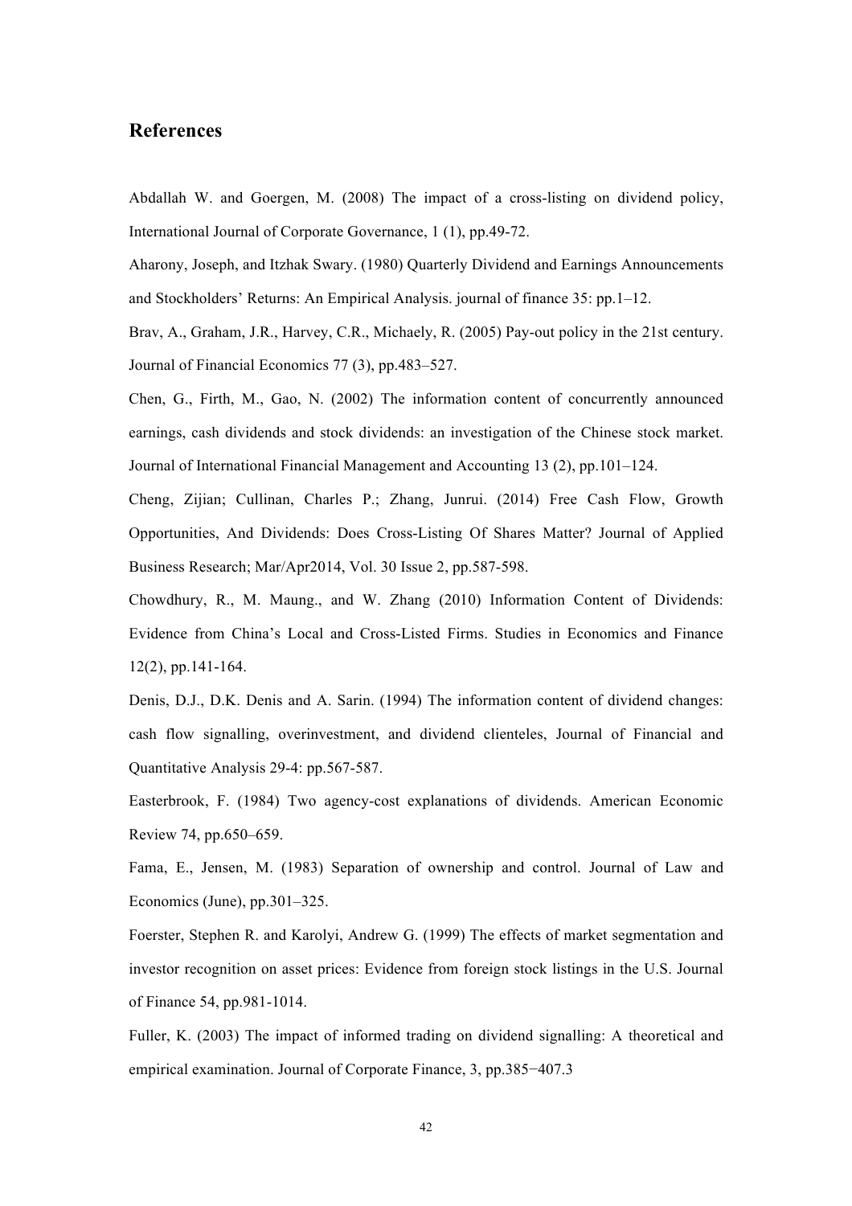## References

Abdallah W. and Goergen, M. (2008) The impact of a cross-listing on dividend policy, International Journal of Corporate Governance, 1 (1), pp.49-72.

Aharony, Joseph, and Itzhak Swary. (1980) Quarterly Dividend and Earnings Announcements and Stockholders' Returns: An Empirical Analysis. journal of finance 35: pp.1–12.

Brav, A., Graham, J.R., Harvey, C.R., Michaely, R. (2005) Pay-out policy in the 21st century. Journal of Financial Economics 77 (3), pp.483–527.

Chen, G., Firth, M., Gao, N. (2002) The information content of concurrently announced earnings, cash dividends and stock dividends: an investigation of the Chinese stock market. Journal of International Financial Management and Accounting 13 (2), pp.101–124.

Cheng, Zijian; Cullinan, Charles P.; Zhang, Junrui. (2014) Free Cash Flow, Growth Opportunities, And Dividends: Does Cross-Listing Of Shares Matter? Journal of Applied Business Research; Mar/Apr2014, Vol. 30 Issue 2, pp.587-598.

Chowdhury, R., M. Maung., and W. Zhang (2010) Information Content of Dividends: Evidence from China's Local and Cross-Listed Firms. Studies in Economics and Finance 12(2), pp.141-164.

Denis, D.J., D.K. Denis and A. Sarin. (1994) The information content of dividend changes: cash flow signalling, overinvestment, and dividend clienteles, Journal of Financial and Quantitative Analysis 29-4: pp.567-587.

Easterbrook, F. (1984) Two agency-cost explanations of dividends. American Economic Review 74, pp.650–659.

Fama, E., Jensen, M. (1983) Separation of ownership and control. Journal of Law and Economics (June), pp.301–325.

Foerster, Stephen R. and Karolyi, Andrew G. (1999) The effects of market segmentation and investor recognition on asset prices: Evidence from foreign stock listings in the U.S. Journal of Finance 54, pp.981-1014.

Fuller, K. (2003) The impact of informed trading on dividend signalling: A theoretical and empirical examination. Journal of Corporate Finance, 3, pp.385−407.3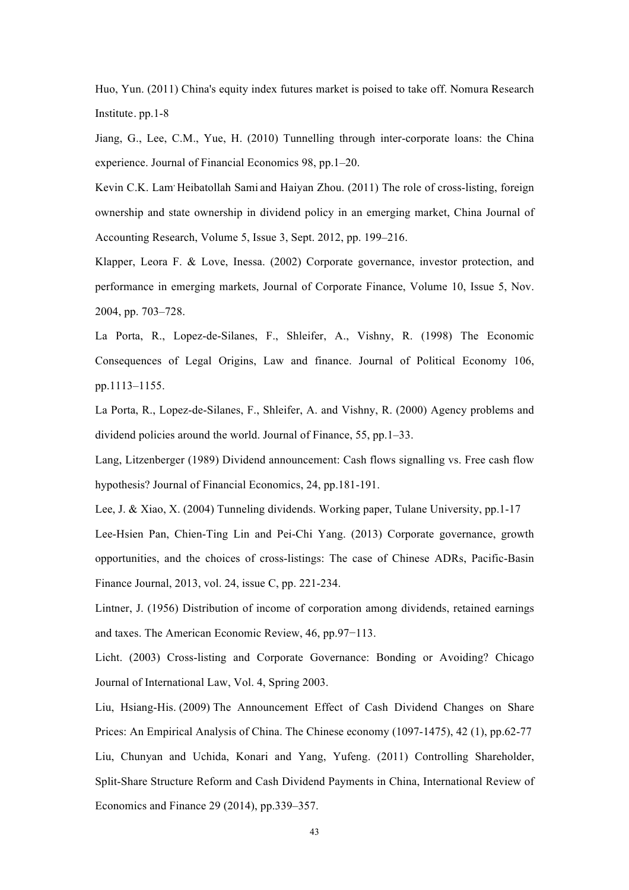Huo, Yun. (2011) China's equity index futures market is poised to take off. Nomura Research Institute. pp.1-8

Jiang, G., Lee, C.M., Yue, H. (2010) Tunnelling through inter-corporate loans: the China experience. Journal of Financial Economics 98, pp.1–20.

Kevin C.K. Lam, Heibatollah Sami and Haiyan Zhou. (2011) The role of cross-listing, foreign ownership and state ownership in dividend policy in an emerging market, China Journal of Accounting Research, Volume 5, Issue 3, Sept. 2012, pp. 199–216.

Klapper, Leora F. & Love, Inessa. (2002) Corporate governance, investor protection, and performance in emerging markets, Journal of Corporate Finance, Volume 10, Issue 5, Nov. 2004, pp. 703–728.

La Porta, R., Lopez-de-Silanes, F., Shleifer, A., Vishny, R. (1998) The Economic Consequences of Legal Origins, Law and finance. Journal of Political Economy 106, pp.1113–1155.

La Porta, R., Lopez-de-Silanes, F., Shleifer, A. and Vishny, R. (2000) Agency problems and dividend policies around the world. Journal of Finance, 55, pp.1–33.

Lang, Litzenberger (1989) Dividend announcement: Cash flows signalling vs. Free cash flow hypothesis? Journal of Financial Economics, 24, pp.181-191.

Lee, J. & Xiao, X. (2004) Tunneling dividends. Working paper, Tulane University, pp.1-17

Lee-Hsien Pan, Chien-Ting Lin and Pei-Chi Yang. (2013) Corporate governance, growth opportunities, and the choices of cross-listings: The case of Chinese ADRs, Pacific-Basin Finance Journal, 2013, vol. 24, issue C, pp. 221-234.

Lintner, J. (1956) Distribution of income of corporation among dividends, retained earnings and taxes. The American Economic Review, 46, pp.97−113.

Licht. (2003) Cross-listing and Corporate Governance: Bonding or Avoiding? Chicago Journal of International Law, Vol. 4, Spring 2003.

Liu, Hsiang-His. (2009) The Announcement Effect of Cash Dividend Changes on Share Prices: An Empirical Analysis of China. The Chinese economy (1097-1475), 42 (1), pp.62-77

Liu, Chunyan and Uchida, Konari and Yang, Yufeng. (2011) Controlling Shareholder, Split-Share Structure Reform and Cash Dividend Payments in China, International Review of Economics and Finance 29 (2014), pp.339–357.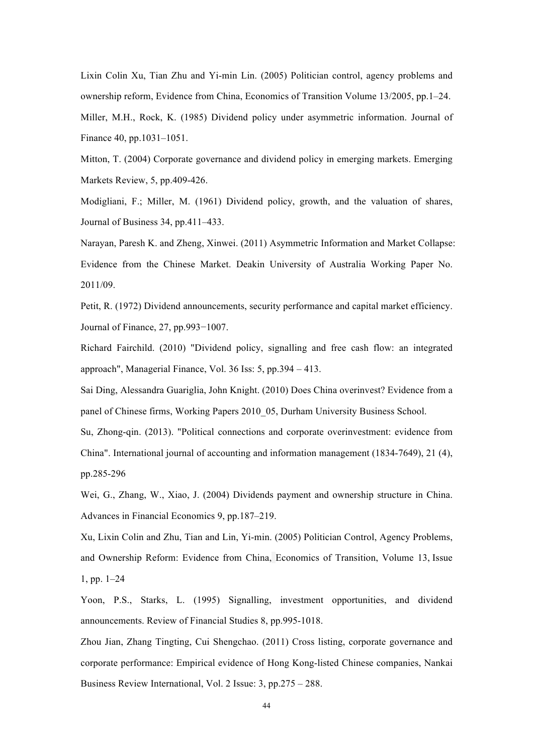Lixin Colin Xu, Tian Zhu and Yi-min Lin. (2005) Politician control, agency problems and ownership reform, Evidence from China, Economics of Transition Volume 13/2005, pp.1–24.

Miller, M.H., Rock, K. (1985) Dividend policy under asymmetric information. Journal of Finance 40, pp.1031–1051.

Mitton, T. (2004) Corporate governance and dividend policy in emerging markets. Emerging Markets Review, 5, pp.409-426.

Modigliani, F.; Miller, M. (1961) Dividend policy, growth, and the valuation of shares, Journal of Business 34, pp.411–433.

Narayan, Paresh K. and Zheng, Xinwei. (2011) Asymmetric Information and Market Collapse: Evidence from the Chinese Market. Deakin University of Australia Working Paper No. 2011/09.

Petit, R. (1972) Dividend announcements, security performance and capital market efficiency. Journal of Finance, 27, pp.993−1007.

Richard Fairchild. (2010) "Dividend policy, signalling and free cash flow: an integrated approach", Managerial Finance, Vol. 36 Iss: 5, pp.394 – 413.

Sai Ding, Alessandra Guariglia, John Knight. (2010) Does China overinvest? Evidence from a panel of Chinese firms, Working Papers 2010_05, Durham University Business School.

Su, Zhong-qin. (2013). "Political connections and corporate overinvestment: evidence from China". International journal of accounting and information management (1834-7649), 21 (4), pp.285-296

Wei, G., Zhang, W., Xiao, J. (2004) Dividends payment and ownership structure in China. Advances in Financial Economics 9, pp.187–219.

Xu, Lixin Colin and Zhu, Tian and Lin, Yi-min. (2005) Politician Control, Agency Problems, and Ownership Reform: Evidence from China, Economics of Transition, Volume 13, Issue 1, pp. 1–24

Yoon, P.S., Starks, L. (1995) Signalling, investment opportunities, and dividend announcements. Review of Financial Studies 8, pp.995-1018.

Zhou Jian, Zhang Tingting, Cui Shengchao. (2011) Cross listing, corporate governance and corporate performance: Empirical evidence of Hong Kong-listed Chinese companies, Nankai Business Review International, Vol. 2 Issue: 3, pp.275 – 288.